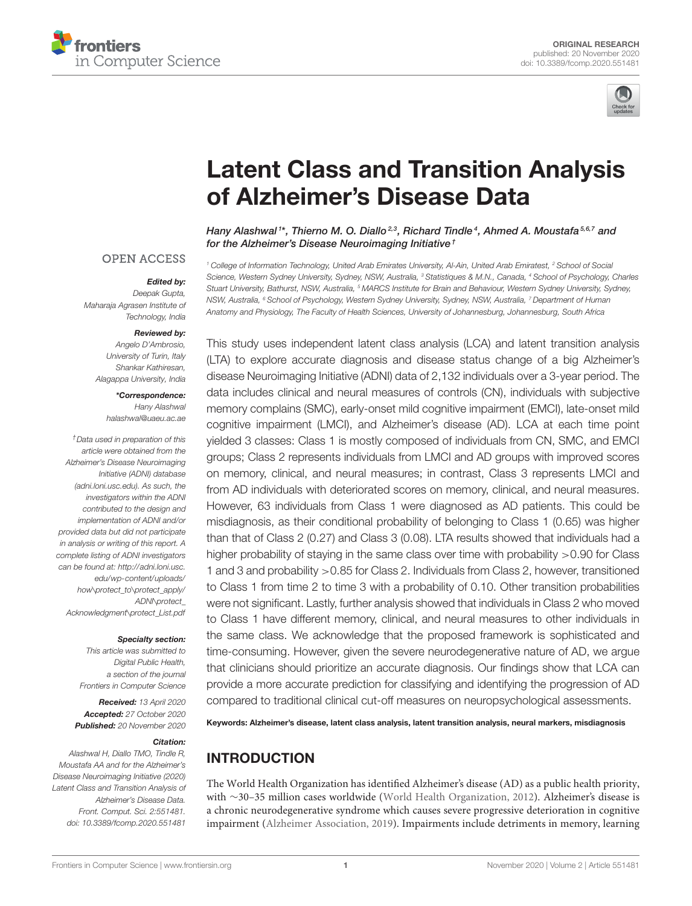ORIGINAL RESEARCH
published: 20 November 2020
doi: 10.3389/fcomp.2020.551481

# Latent Class and Transition Analysis of Alzheimer's Disease Data

*Hany Alashwal[1]\*, Thierno M. O. Diallo[2,3], Richard Tindle[4], Ahmed A. Moustafa[5,6,7] and for the Alzheimer's Disease Neuroimaging Initiative†*

[1] College of Information Technology, United Arab Emirates University, Al-Ain, United Arab Emiratest, [2] School of Social Science, Western Sydney University, Sydney, NSW, Australia, [3] Statistiques & M.N., Canada, [4] School of Psychology, Charles Stuart University, Bathurst, NSW, Australia, [5] MARCS Institute for Brain and Behaviour, Western Sydney University, Sydney, NSW, Australia, [6] School of Psychology, Western Sydney University, Sydney, NSW, Australia, [7] Department of Human Anatomy and Physiology, The Faculty of Health Sciences, University of Johannesburg, Johannesburg, South Africa

OPEN ACCESS

***Edited by:***
Deepak Gupta,
Maharaja Agrasen Institute of Technology, India

***Reviewed by:***
Angelo D'Ambrosio,
University of Turin, Italy
Shankar Kathiresan,
Alagappa University, India

***\*Correspondence:***
Hany Alashwal
halashwal@uaeu.ac.ae

*†Data used in preparation of this article were obtained from the Alzheimer's Disease Neuroimaging Initiative (ADNI) database (adni.loni.usc.edu). As such, the investigators within the ADNI contributed to the design and implementation of ADNI and/or provided data but did not participate in analysis or writing of this report. A complete listing of ADNI investigators can be found at: http://adni.loni.usc.edu/wp-content/uploads/how\protect_to\protect_apply/ADNI\protect_Acknowledgment\protect_List.pdf*

***Specialty section:***
*This article was submitted to Digital Public Health, a section of the journal Frontiers in Computer Science*

***Received:*** *13 April 2020*
***Accepted:*** *27 October 2020*
***Published:*** *20 November 2020*

***Citation:***
*Alashwal H, Diallo TMO, Tindle R, Moustafa AA and for the Alzheimer's Disease Neuroimaging Initiative (2020) Latent Class and Transition Analysis of Alzheimer's Disease Data. Front. Comput. Sci. 2:551481. doi: 10.3389/fcomp.2020.551481*

This study uses independent latent class analysis (LCA) and latent transition analysis (LTA) to explore accurate diagnosis and disease status change of a big Alzheimer's disease Neuroimaging Initiative (ADNI) data of 2,132 individuals over a 3-year period. The data includes clinical and neural measures of controls (CN), individuals with subjective memory complains (SMC), early-onset mild cognitive impairment (EMCI), late-onset mild cognitive impairment (LMCI), and Alzheimer's disease (AD). LCA at each time point yielded 3 classes: Class 1 is mostly composed of individuals from CN, SMC, and EMCI groups; Class 2 represents individuals from LMCI and AD groups with improved scores on memory, clinical, and neural measures; in contrast, Class 3 represents LMCI and from AD individuals with deteriorated scores on memory, clinical, and neural measures. However, 63 individuals from Class 1 were diagnosed as AD patients. This could be misdiagnosis, as their conditional probability of belonging to Class 1 (0.65) was higher than that of Class 2 (0.27) and Class 3 (0.08). LTA results showed that individuals had a higher probability of staying in the same class over time with probability >0.90 for Class 1 and 3 and probability >0.85 for Class 2. Individuals from Class 2, however, transitioned to Class 1 from time 2 to time 3 with a probability of 0.10. Other transition probabilities were not significant. Lastly, further analysis showed that individuals in Class 2 who moved to Class 1 have different memory, clinical, and neural measures to other individuals in the same class. We acknowledge that the proposed framework is sophisticated and time-consuming. However, given the severe neurodegenerative nature of AD, we argue that clinicians should prioritize an accurate diagnosis. Our findings show that LCA can provide a more accurate prediction for classifying and identifying the progression of AD compared to traditional clinical cut-off measures on neuropsychological assessments.

**Keywords: Alzheimer's disease, latent class analysis, latent transition analysis, neural markers, misdiagnosis**

## INTRODUCTION

The World Health Organization has identified Alzheimer's disease (AD) as a public health priority, with ∼30–35 million cases worldwide (World Health Organization, 2012). Alzheimer's disease is a chronic neurodegenerative syndrome which causes severe progressive deterioration in cognitive impairment (Alzheimer Association, 2019). Impairments include detriments in memory, learning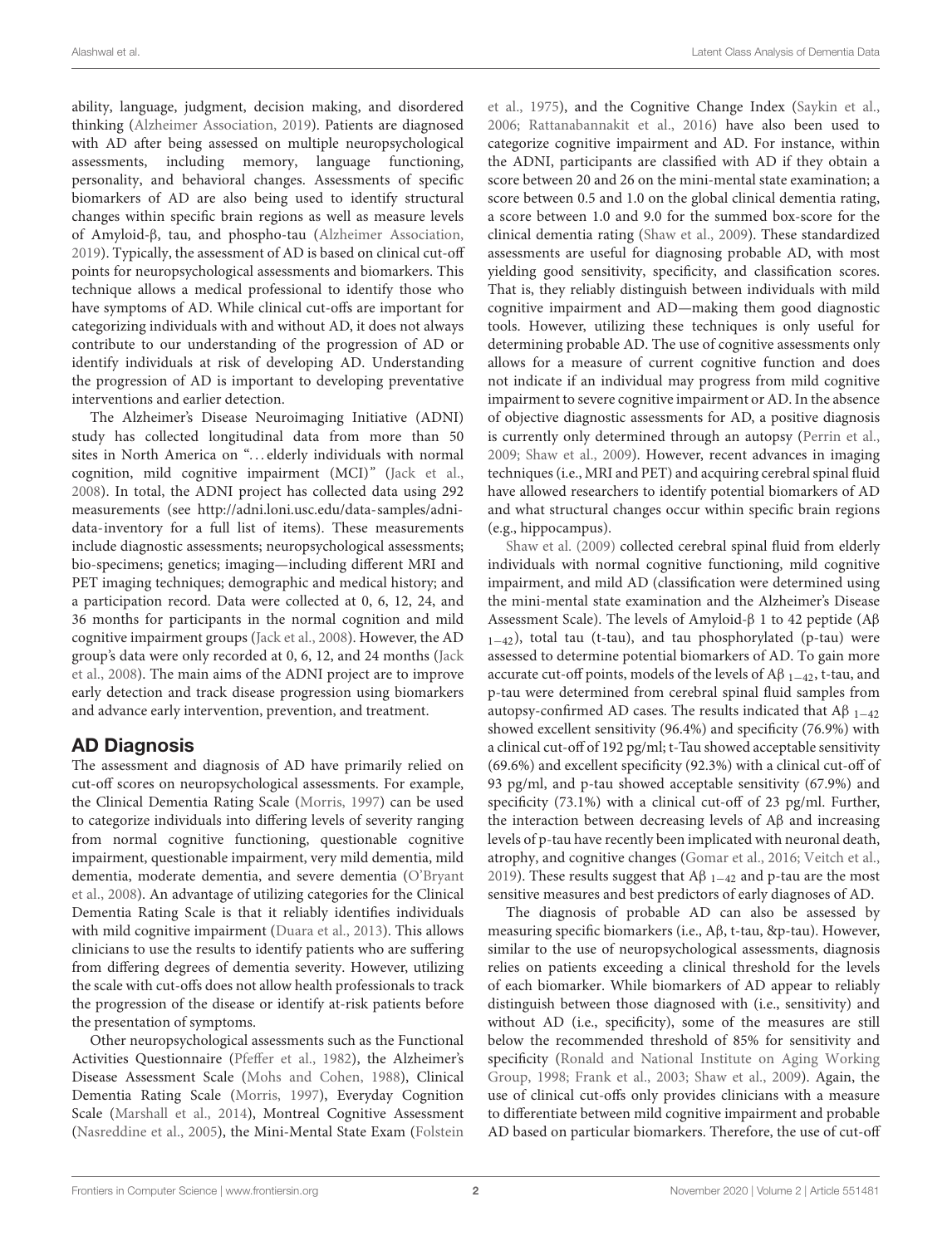ability, language, judgment, decision making, and disordered thinking (Alzheimer Association, 2019). Patients are diagnosed with AD after being assessed on multiple neuropsychological assessments, including memory, language functioning, personality, and behavioral changes. Assessments of specific biomarkers of AD are also being used to identify structural changes within specific brain regions as well as measure levels of Amyloid-β, tau, and phospho-tau (Alzheimer Association, 2019). Typically, the assessment of AD is based on clinical cut-off points for neuropsychological assessments and biomarkers. This technique allows a medical professional to identify those who have symptoms of AD. While clinical cut-offs are important for categorizing individuals with and without AD, it does not always contribute to our understanding of the progression of AD or identify individuals at risk of developing AD. Understanding the progression of AD is important to developing preventative interventions and earlier detection.

The Alzheimer's Disease Neuroimaging Initiative (ADNI) study has collected longitudinal data from more than 50 sites in North America on "…elderly individuals with normal cognition, mild cognitive impairment (MCI)" (Jack et al., 2008). In total, the ADNI project has collected data using 292 measurements (see http://adni.loni.usc.edu/data-samples/adni-data-inventory for a full list of items). These measurements include diagnostic assessments; neuropsychological assessments; bio-specimens; genetics; imaging—including different MRI and PET imaging techniques; demographic and medical history; and a participation record. Data were collected at 0, 6, 12, 24, and 36 months for participants in the normal cognition and mild cognitive impairment groups (Jack et al., 2008). However, the AD group's data were only recorded at 0, 6, 12, and 24 months (Jack et al., 2008). The main aims of the ADNI project are to improve early detection and track disease progression using biomarkers and advance early intervention, prevention, and treatment.

## AD Diagnosis

The assessment and diagnosis of AD have primarily relied on cut-off scores on neuropsychological assessments. For example, the Clinical Dementia Rating Scale (Morris, 1997) can be used to categorize individuals into differing levels of severity ranging from normal cognitive functioning, questionable cognitive impairment, questionable impairment, very mild dementia, mild dementia, moderate dementia, and severe dementia (O'Bryant et al., 2008). An advantage of utilizing categories for the Clinical Dementia Rating Scale is that it reliably identifies individuals with mild cognitive impairment (Duara et al., 2013). This allows clinicians to use the results to identify patients who are suffering from differing degrees of dementia severity. However, utilizing the scale with cut-offs does not allow health professionals to track the progression of the disease or identify at-risk patients before the presentation of symptoms.

Other neuropsychological assessments such as the Functional Activities Questionnaire (Pfeffer et al., 1982), the Alzheimer's Disease Assessment Scale (Mohs and Cohen, 1988), Clinical Dementia Rating Scale (Morris, 1997), Everyday Cognition Scale (Marshall et al., 2014), Montreal Cognitive Assessment (Nasreddine et al., 2005), the Mini-Mental State Exam (Folstein et al., 1975), and the Cognitive Change Index (Saykin et al., 2006; Rattanabannakit et al., 2016) have also been used to categorize cognitive impairment and AD. For instance, within the ADNI, participants are classified with AD if they obtain a score between 20 and 26 on the mini-mental state examination; a score between 0.5 and 1.0 on the global clinical dementia rating, a score between 1.0 and 9.0 for the summed box-score for the clinical dementia rating (Shaw et al., 2009). These standardized assessments are useful for diagnosing probable AD, with most yielding good sensitivity, specificity, and classification scores. That is, they reliably distinguish between individuals with mild cognitive impairment and AD—making them good diagnostic tools. However, utilizing these techniques is only useful for determining probable AD. The use of cognitive assessments only allows for a measure of current cognitive function and does not indicate if an individual may progress from mild cognitive impairment to severe cognitive impairment or AD. In the absence of objective diagnostic assessments for AD, a positive diagnosis is currently only determined through an autopsy (Perrin et al., 2009; Shaw et al., 2009). However, recent advances in imaging techniques (i.e., MRI and PET) and acquiring cerebral spinal fluid have allowed researchers to identify potential biomarkers of AD and what structural changes occur within specific brain regions (e.g., hippocampus).

Shaw et al. (2009) collected cerebral spinal fluid from elderly individuals with normal cognitive functioning, mild cognitive impairment, and mild AD (classification were determined using the mini-mental state examination and the Alzheimer's Disease Assessment Scale). The levels of Amyloid-β 1 to 42 peptide (Aβ $_{1-42}$), total tau (t-tau), and tau phosphorylated (p-tau) were assessed to determine potential biomarkers of AD. To gain more accurate cut-off points, models of the levels of Aβ $_{1-42}$, t-tau, and p-tau were determined from cerebral spinal fluid samples from autopsy-confirmed AD cases. The results indicated that Aβ $_{1-42}$ showed excellent sensitivity (96.4%) and specificity (76.9%) with a clinical cut-off of 192 pg/ml; t-Tau showed acceptable sensitivity (69.6%) and excellent specificity (92.3%) with a clinical cut-off of 93 pg/ml, and p-tau showed acceptable sensitivity (67.9%) and specificity (73.1%) with a clinical cut-off of 23 pg/ml. Further, the interaction between decreasing levels of Aβ and increasing levels of p-tau have recently been implicated with neuronal death, atrophy, and cognitive changes (Gomar et al., 2016; Veitch et al., 2019). These results suggest that Aβ $_{1-42}$ and p-tau are the most sensitive measures and best predictors of early diagnoses of AD.

The diagnosis of probable AD can also be assessed by measuring specific biomarkers (i.e., Aβ, t-tau, &p-tau). However, similar to the use of neuropsychological assessments, diagnosis relies on patients exceeding a clinical threshold for the levels of each biomarker. While biomarkers of AD appear to reliably distinguish between those diagnosed with (i.e., sensitivity) and without AD (i.e., specificity), some of the measures are still below the recommended threshold of 85% for sensitivity and specificity (Ronald and National Institute on Aging Working Group, 1998; Frank et al., 2003; Shaw et al., 2009). Again, the use of clinical cut-offs only provides clinicians with a measure to differentiate between mild cognitive impairment and probable AD based on particular biomarkers. Therefore, the use of cut-off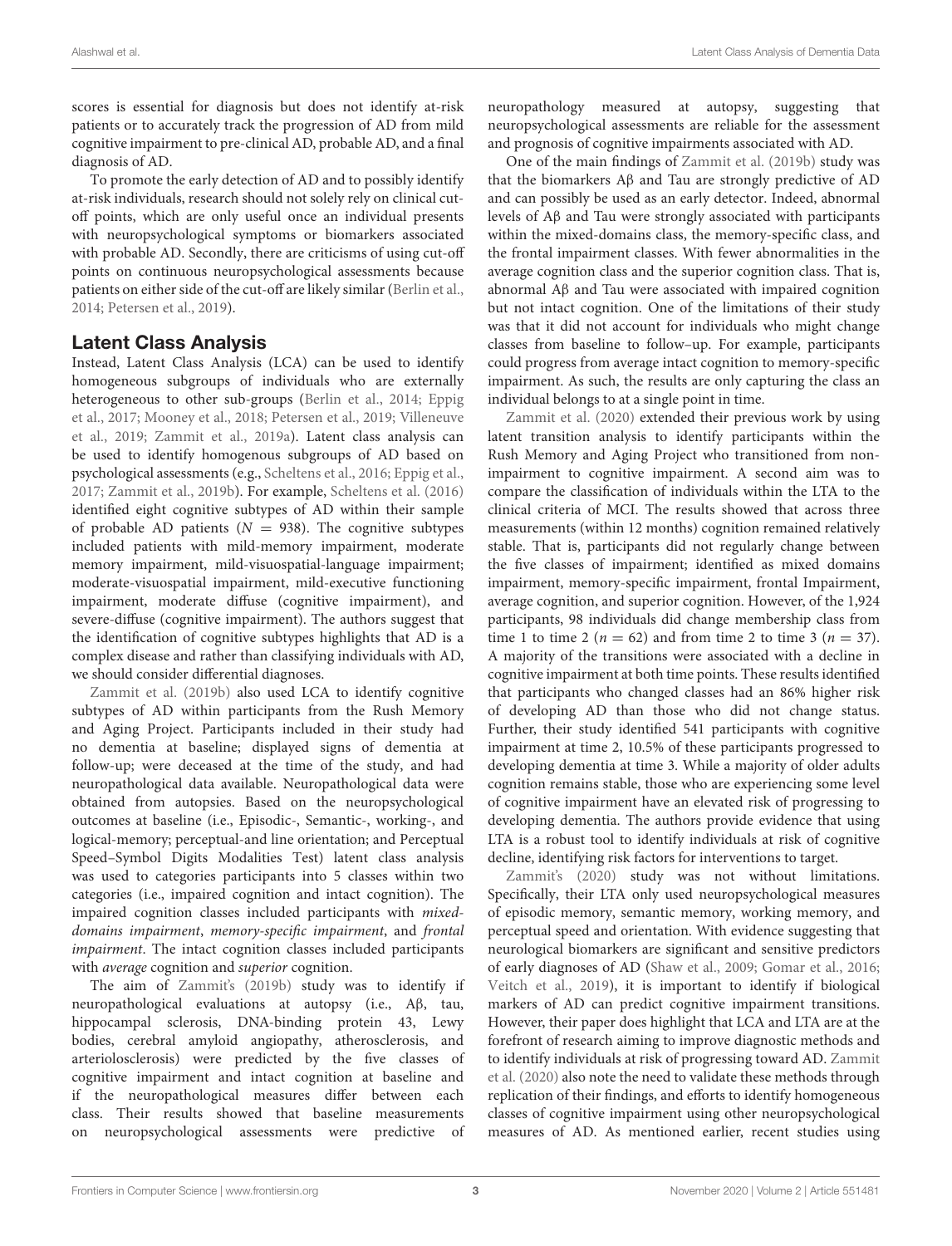scores is essential for diagnosis but does not identify at-risk patients or to accurately track the progression of AD from mild cognitive impairment to pre-clinical AD, probable AD, and a final diagnosis of AD.

To promote the early detection of AD and to possibly identify at-risk individuals, research should not solely rely on clinical cut-off points, which are only useful once an individual presents with neuropsychological symptoms or biomarkers associated with probable AD. Secondly, there are criticisms of using cut-off points on continuous neuropsychological assessments because patients on either side of the cut-off are likely similar (Berlin et al., 2014; Petersen et al., 2019).

## Latent Class Analysis

Instead, Latent Class Analysis (LCA) can be used to identify homogeneous subgroups of individuals who are externally heterogeneous to other sub-groups (Berlin et al., 2014; Eppig et al., 2017; Mooney et al., 2018; Petersen et al., 2019; Villeneuve et al., 2019; Zammit et al., 2019a). Latent class analysis can be used to identify homogenous subgroups of AD based on psychological assessments (e.g., Scheltens et al., 2016; Eppig et al., 2017; Zammit et al., 2019b). For example, Scheltens et al. (2016) identified eight cognitive subtypes of AD within their sample of probable AD patients ($N = 938$). The cognitive subtypes included patients with mild-memory impairment, moderate memory impairment, mild-visuospatial-language impairment; moderate-visuospatial impairment, mild-executive functioning impairment, moderate diffuse (cognitive impairment), and severe-diffuse (cognitive impairment). The authors suggest that the identification of cognitive subtypes highlights that AD is a complex disease and rather than classifying individuals with AD, we should consider differential diagnoses.

Zammit et al. (2019b) also used LCA to identify cognitive subtypes of AD within participants from the Rush Memory and Aging Project. Participants included in their study had no dementia at baseline; displayed signs of dementia at follow-up; were deceased at the time of the study, and had neuropathological data available. Neuropathological data were obtained from autopsies. Based on the neuropsychological outcomes at baseline (i.e., Episodic-, Semantic-, working-, and logical-memory; perceptual-and line orientation; and Perceptual Speed–Symbol Digits Modalities Test) latent class analysis was used to categories participants into 5 classes within two categories (i.e., impaired cognition and intact cognition). The impaired cognition classes included participants with *mixed-domains impairment*, *memory-specific impairment*, and *frontal impairment*. The intact cognition classes included participants with *average* cognition and *superior* cognition.

The aim of Zammit's (2019b) study was to identify if neuropathological evaluations at autopsy (i.e., Aβ, tau, hippocampal sclerosis, DNA-binding protein 43, Lewy bodies, cerebral amyloid angiopathy, atherosclerosis, and arteriolosclerosis) were predicted by the five classes of cognitive impairment and intact cognition at baseline and if the neuropathological measures differ between each class. Their results showed that baseline measurements on neuropsychological assessments were predictive of neuropathology measured at autopsy, suggesting that neuropsychological assessments are reliable for the assessment and prognosis of cognitive impairments associated with AD.

One of the main findings of Zammit et al. (2019b) study was that the biomarkers Aβ and Tau are strongly predictive of AD and can possibly be used as an early detector. Indeed, abnormal levels of Aβ and Tau were strongly associated with participants within the mixed-domains class, the memory-specific class, and the frontal impairment classes. With fewer abnormalities in the average cognition class and the superior cognition class. That is, abnormal Aβ and Tau were associated with impaired cognition but not intact cognition. One of the limitations of their study was that it did not account for individuals who might change classes from baseline to follow–up. For example, participants could progress from average intact cognition to memory-specific impairment. As such, the results are only capturing the class an individual belongs to at a single point in time.

Zammit et al. (2020) extended their previous work by using latent transition analysis to identify participants within the Rush Memory and Aging Project who transitioned from non-impairment to cognitive impairment. A second aim was to compare the classification of individuals within the LTA to the clinical criteria of MCI. The results showed that across three measurements (within 12 months) cognition remained relatively stable. That is, participants did not regularly change between the five classes of impairment; identified as mixed domains impairment, memory-specific impairment, frontal Impairment, average cognition, and superior cognition. However, of the 1,924 participants, 98 individuals did change membership class from time 1 to time 2 ($n = 62$) and from time 2 to time 3 ($n = 37$). A majority of the transitions were associated with a decline in cognitive impairment at both time points. These results identified that participants who changed classes had an 86% higher risk of developing AD than those who did not change status. Further, their study identified 541 participants with cognitive impairment at time 2, 10.5% of these participants progressed to developing dementia at time 3. While a majority of older adults cognition remains stable, those who are experiencing some level of cognitive impairment have an elevated risk of progressing to developing dementia. The authors provide evidence that using LTA is a robust tool to identify individuals at risk of cognitive decline, identifying risk factors for interventions to target.

Zammit's (2020) study was not without limitations. Specifically, their LTA only used neuropsychological measures of episodic memory, semantic memory, working memory, and perceptual speed and orientation. With evidence suggesting that neurological biomarkers are significant and sensitive predictors of early diagnoses of AD (Shaw et al., 2009; Gomar et al., 2016; Veitch et al., 2019), it is important to identify if biological markers of AD can predict cognitive impairment transitions. However, their paper does highlight that LCA and LTA are at the forefront of research aiming to improve diagnostic methods and to identify individuals at risk of progressing toward AD. Zammit et al. (2020) also note the need to validate these methods through replication of their findings, and efforts to identify homogeneous classes of cognitive impairment using other neuropsychological measures of AD. As mentioned earlier, recent studies using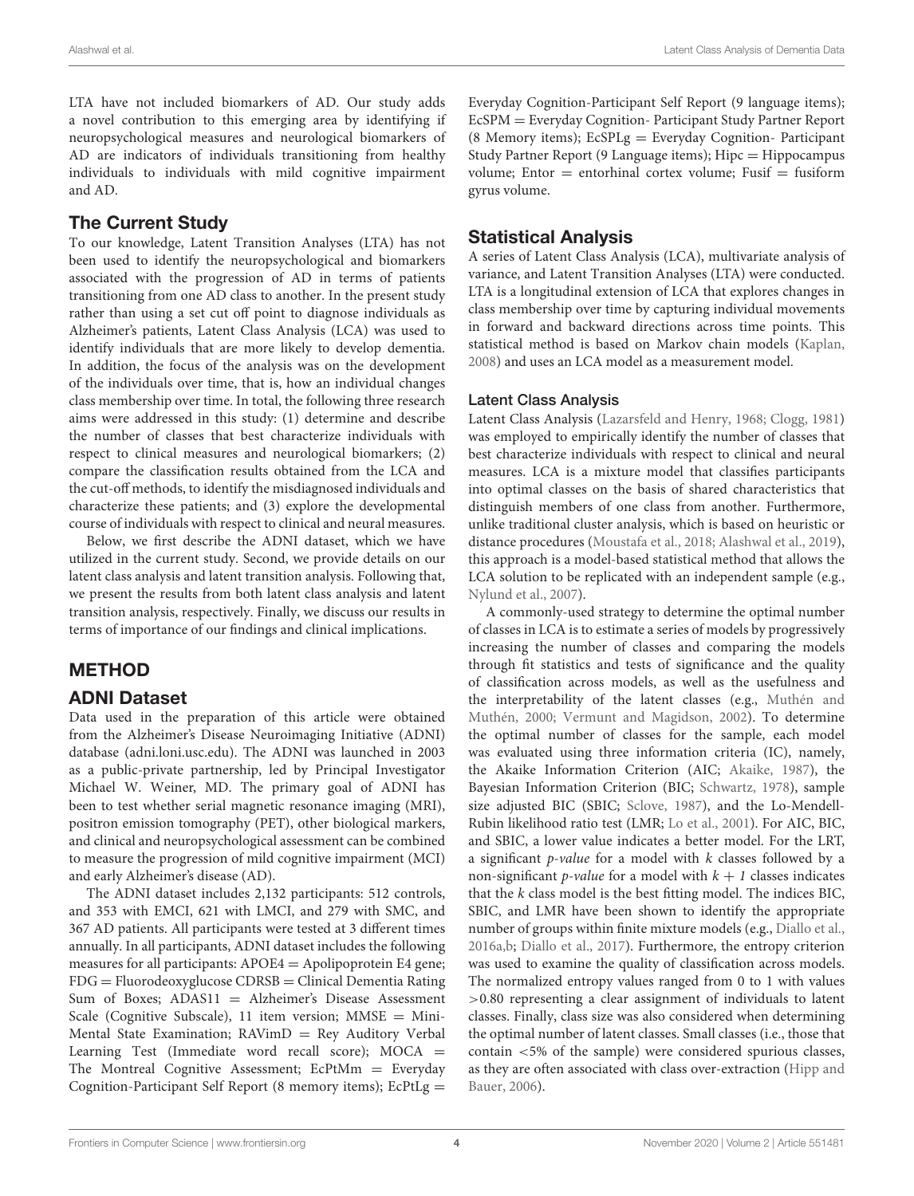LTA have not included biomarkers of AD. Our study adds a novel contribution to this emerging area by identifying if neuropsychological measures and neurological biomarkers of AD are indicators of individuals transitioning from healthy individuals to individuals with mild cognitive impairment and AD.

## The Current Study

To our knowledge, Latent Transition Analyses (LTA) has not been used to identify the neuropsychological and biomarkers associated with the progression of AD in terms of patients transitioning from one AD class to another. In the present study rather than using a set cut off point to diagnose individuals as Alzheimer's patients, Latent Class Analysis (LCA) was used to identify individuals that are more likely to develop dementia. In addition, the focus of the analysis was on the development of the individuals over time, that is, how an individual changes class membership over time. In total, the following three research aims were addressed in this study: (1) determine and describe the number of classes that best characterize individuals with respect to clinical measures and neurological biomarkers; (2) compare the classification results obtained from the LCA and the cut-off methods, to identify the misdiagnosed individuals and characterize these patients; and (3) explore the developmental course of individuals with respect to clinical and neural measures.

Below, we first describe the ADNI dataset, which we have utilized in the current study. Second, we provide details on our latent class analysis and latent transition analysis. Following that, we present the results from both latent class analysis and latent transition analysis, respectively. Finally, we discuss our results in terms of importance of our findings and clinical implications.

# METHOD

## ADNI Dataset

Data used in the preparation of this article were obtained from the Alzheimer's Disease Neuroimaging Initiative (ADNI) database (adni.loni.usc.edu). The ADNI was launched in 2003 as a public-private partnership, led by Principal Investigator Michael W. Weiner, MD. The primary goal of ADNI has been to test whether serial magnetic resonance imaging (MRI), positron emission tomography (PET), other biological markers, and clinical and neuropsychological assessment can be combined to measure the progression of mild cognitive impairment (MCI) and early Alzheimer's disease (AD).

The ADNI dataset includes 2,132 participants: 512 controls, and 353 with EMCI, 621 with LMCI, and 279 with SMC, and 367 AD patients. All participants were tested at 3 different times annually. In all participants, ADNI dataset includes the following measures for all participants: APOE4 = Apolipoprotein E4 gene; FDG = Fluorodeoxyglucose CDRSB = Clinical Dementia Rating Sum of Boxes; ADAS11 = Alzheimer's Disease Assessment Scale (Cognitive Subscale), 11 item version; MMSE = Mini-Mental State Examination; RAVimD = Rey Auditory Verbal Learning Test (Immediate word recall score); MOCA = The Montreal Cognitive Assessment; EcPtMm = Everyday Cognition-Participant Self Report (8 memory items); EcPtLg = Everyday Cognition-Participant Self Report (9 language items); EcSPM = Everyday Cognition- Participant Study Partner Report (8 Memory items); EcSPLg = Everyday Cognition- Participant Study Partner Report (9 Language items); Hipc = Hippocampus volume; Entor = entorhinal cortex volume; Fusif = fusiform gyrus volume.

## Statistical Analysis

A series of Latent Class Analysis (LCA), multivariate analysis of variance, and Latent Transition Analyses (LTA) were conducted. LTA is a longitudinal extension of LCA that explores changes in class membership over time by capturing individual movements in forward and backward directions across time points. This statistical method is based on Markov chain models (Kaplan, 2008) and uses an LCA model as a measurement model.

### Latent Class Analysis

Latent Class Analysis (Lazarsfeld and Henry, 1968; Clogg, 1981) was employed to empirically identify the number of classes that best characterize individuals with respect to clinical and neural measures. LCA is a mixture model that classifies participants into optimal classes on the basis of shared characteristics that distinguish members of one class from another. Furthermore, unlike traditional cluster analysis, which is based on heuristic or distance procedures (Moustafa et al., 2018; Alashwal et al., 2019), this approach is a model-based statistical method that allows the LCA solution to be replicated with an independent sample (e.g., Nylund et al., 2007).

A commonly-used strategy to determine the optimal number of classes in LCA is to estimate a series of models by progressively increasing the number of classes and comparing the models through fit statistics and tests of significance and the quality of classification across models, as well as the usefulness and the interpretability of the latent classes (e.g., Muthén and Muthén, 2000; Vermunt and Magidson, 2002). To determine the optimal number of classes for the sample, each model was evaluated using three information criteria (IC), namely, the Akaike Information Criterion (AIC; Akaike, 1987), the Bayesian Information Criterion (BIC; Schwartz, 1978), sample size adjusted BIC (SBIC; Sclove, 1987), and the Lo-Mendell-Rubin likelihood ratio test (LMR; Lo et al., 2001). For AIC, BIC, and SBIC, a lower value indicates a better model. For the LRT, a significant *p-value* for a model with $k$ classes followed by a non-significant *p-value* for a model with $k + 1$ classes indicates that the $k$ class model is the best fitting model. The indices BIC, SBIC, and LMR have been shown to identify the appropriate number of groups within finite mixture models (e.g., Diallo et al., 2016a,b; Diallo et al., 2017). Furthermore, the entropy criterion was used to examine the quality of classification across models. The normalized entropy values ranged from 0 to 1 with values $>0.80$ representing a clear assignment of individuals to latent classes. Finally, class size was also considered when determining the optimal number of latent classes. Small classes (i.e., those that contain $<5\%$ of the sample) were considered spurious classes, as they are often associated with class over-extraction (Hipp and Bauer, 2006).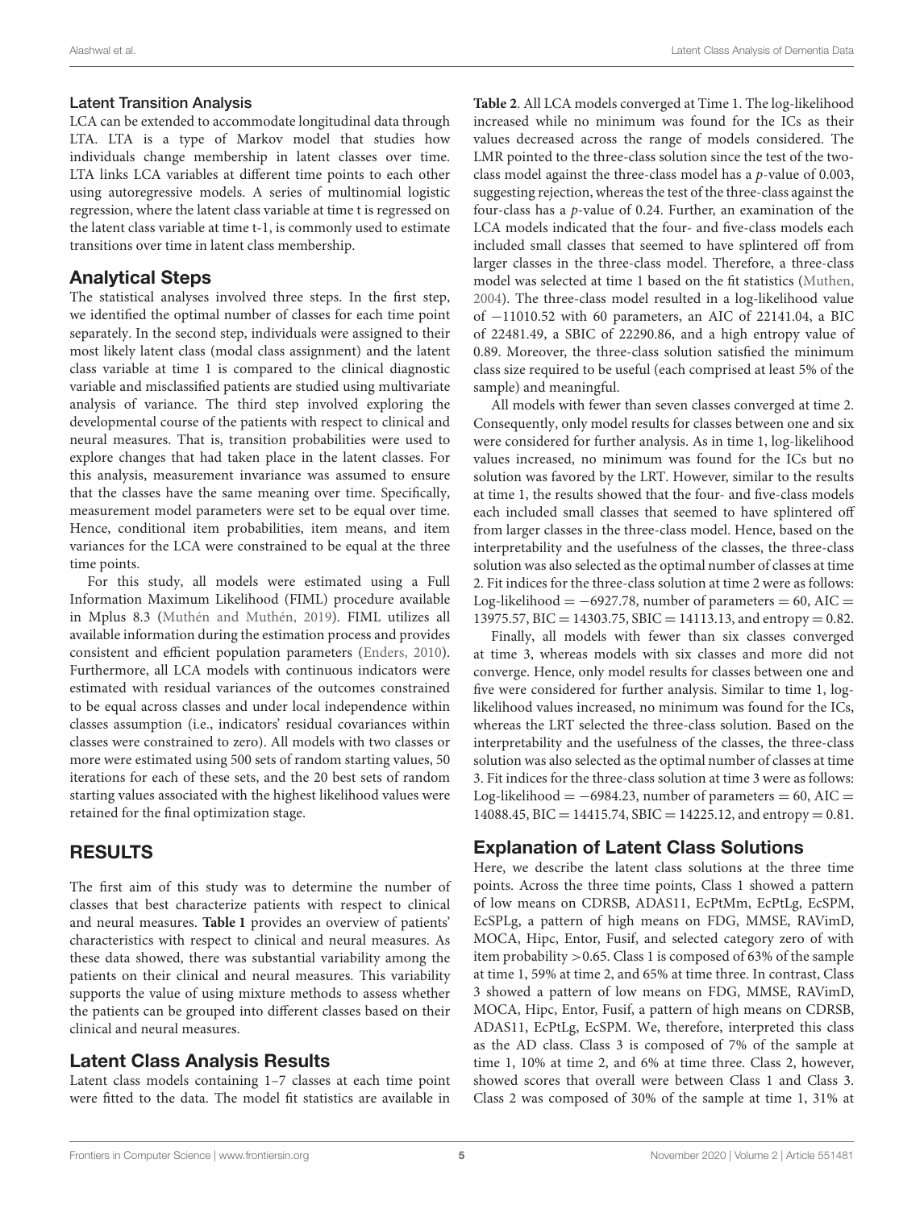### Latent Transition Analysis

LCA can be extended to accommodate longitudinal data through LTA. LTA is a type of Markov model that studies how individuals change membership in latent classes over time. LTA links LCA variables at different time points to each other using autoregressive models. A series of multinomial logistic regression, where the latent class variable at time t is regressed on the latent class variable at time t-1, is commonly used to estimate transitions over time in latent class membership.

## Analytical Steps

The statistical analyses involved three steps. In the first step, we identified the optimal number of classes for each time point separately. In the second step, individuals were assigned to their most likely latent class (modal class assignment) and the latent class variable at time 1 is compared to the clinical diagnostic variable and misclassified patients are studied using multivariate analysis of variance. The third step involved exploring the developmental course of the patients with respect to clinical and neural measures. That is, transition probabilities were used to explore changes that had taken place in the latent classes. For this analysis, measurement invariance was assumed to ensure that the classes have the same meaning over time. Specifically, measurement model parameters were set to be equal over time. Hence, conditional item probabilities, item means, and item variances for the LCA were constrained to be equal at the three time points.

For this study, all models were estimated using a Full Information Maximum Likelihood (FIML) procedure available in Mplus 8.3 (Muthén and Muthén, 2019). FIML utilizes all available information during the estimation process and provides consistent and efficient population parameters (Enders, 2010). Furthermore, all LCA models with continuous indicators were estimated with residual variances of the outcomes constrained to be equal across classes and under local independence within classes assumption (i.e., indicators' residual covariances within classes were constrained to zero). All models with two classes or more were estimated using 500 sets of random starting values, 50 iterations for each of these sets, and the 20 best sets of random starting values associated with the highest likelihood values were retained for the final optimization stage.

# RESULTS

The first aim of this study was to determine the number of classes that best characterize patients with respect to clinical and neural measures. **Table 1** provides an overview of patients' characteristics with respect to clinical and neural measures. As these data showed, there was substantial variability among the patients on their clinical and neural measures. This variability supports the value of using mixture methods to assess whether the patients can be grouped into different classes based on their clinical and neural measures.

## Latent Class Analysis Results

Latent class models containing 1–7 classes at each time point were fitted to the data. The model fit statistics are available in **Table 2**. All LCA models converged at Time 1. The log-likelihood increased while no minimum was found for the ICs as their values decreased across the range of models considered. The LMR pointed to the three-class solution since the test of the two-class model against the three-class model has a $p$-value of 0.003, suggesting rejection, whereas the test of the three-class against the four-class has a $p$-value of 0.24. Further, an examination of the LCA models indicated that the four- and five-class models each included small classes that seemed to have splintered off from larger classes in the three-class model. Therefore, a three-class model was selected at time 1 based on the fit statistics (Muthen, 2004). The three-class model resulted in a log-likelihood value of −11010.52 with 60 parameters, an AIC of 22141.04, a BIC of 22481.49, a SBIC of 22290.86, and a high entropy value of 0.89. Moreover, the three-class solution satisfied the minimum class size required to be useful (each comprised at least 5% of the sample) and meaningful.

All models with fewer than seven classes converged at time 2. Consequently, only model results for classes between one and six were considered for further analysis. As in time 1, log-likelihood values increased, no minimum was found for the ICs but no solution was favored by the LRT. However, similar to the results at time 1, the results showed that the four- and five-class models each included small classes that seemed to have splintered off from larger classes in the three-class model. Hence, based on the interpretability and the usefulness of the classes, the three-class solution was also selected as the optimal number of classes at time 2. Fit indices for the three-class solution at time 2 were as follows: Log-likelihood = −6927.78, number of parameters = 60, AIC = 13975.57, BIC = 14303.75, SBIC = 14113.13, and entropy = 0.82.

Finally, all models with fewer than six classes converged at time 3, whereas models with six classes and more did not converge. Hence, only model results for classes between one and five were considered for further analysis. Similar to time 1, log-likelihood values increased, no minimum was found for the ICs, whereas the LRT selected the three-class solution. Based on the interpretability and the usefulness of the classes, the three-class solution was also selected as the optimal number of classes at time 3. Fit indices for the three-class solution at time 3 were as follows: Log-likelihood = −6984.23, number of parameters = 60, AIC = 14088.45, BIC = 14415.74, SBIC = 14225.12, and entropy = 0.81.

## Explanation of Latent Class Solutions

Here, we describe the latent class solutions at the three time points. Across the three time points, Class 1 showed a pattern of low means on CDRSB, ADAS11, EcPtMm, EcPtLg, EcSPM, EcSPLg, a pattern of high means on FDG, MMSE, RAVimD, MOCA, Hipc, Entor, Fusif, and selected category zero of with item probability >0.65. Class 1 is composed of 63% of the sample at time 1, 59% at time 2, and 65% at time three. In contrast, Class 3 showed a pattern of low means on FDG, MMSE, RAVimD, MOCA, Hipc, Entor, Fusif, a pattern of high means on CDRSB, ADAS11, EcPtLg, EcSPM. We, therefore, interpreted this class as the AD class. Class 3 is composed of 7% of the sample at time 1, 10% at time 2, and 6% at time three. Class 2, however, showed scores that overall were between Class 1 and Class 3. Class 2 was composed of 30% of the sample at time 1, 31% at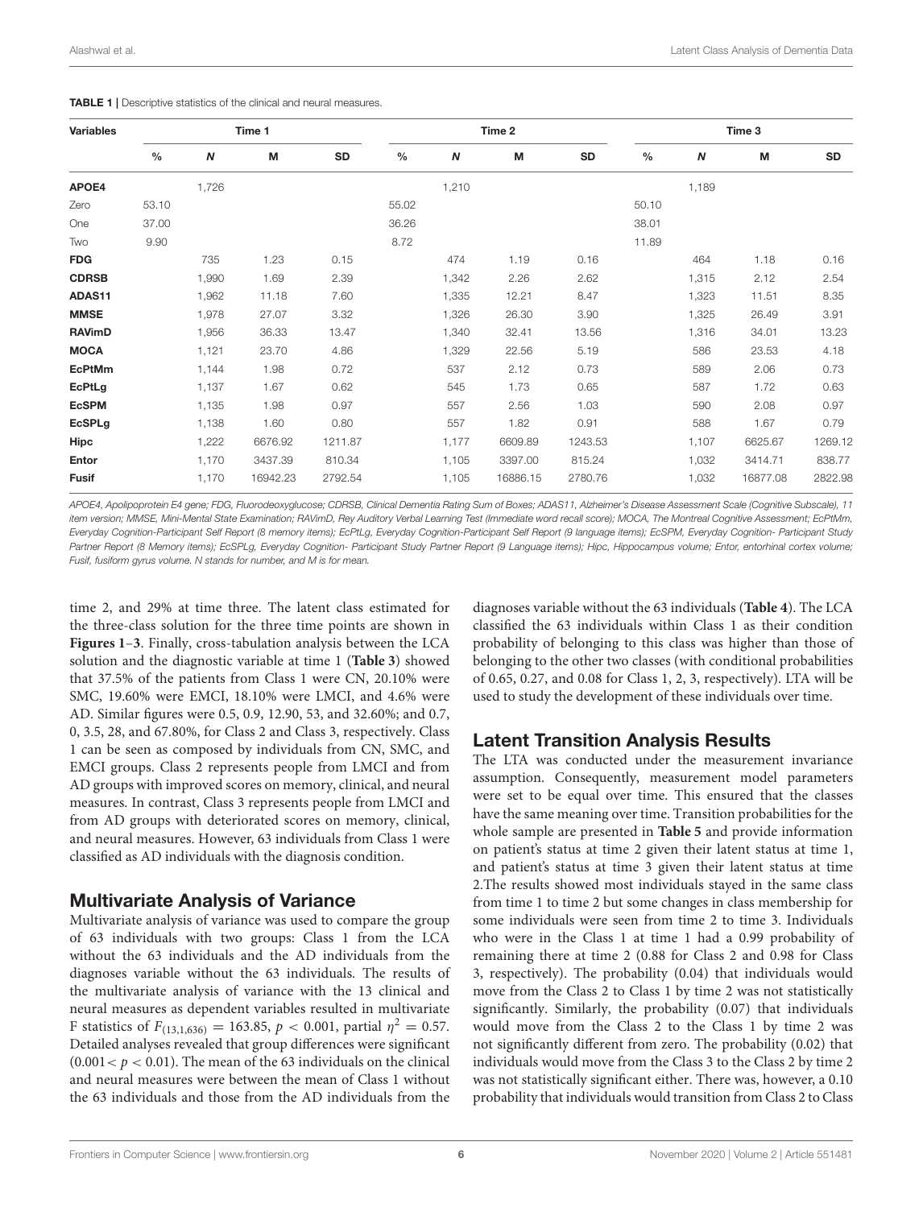**TABLE 1 |** Descriptive statistics of the clinical and neural measures.

| Variables | Time 1 | | | | Time 2 | | | | Time 3 | | | |
|---|---|---|---|---|---|---|---|---|---|---|---|---|
| | % | *N* | M | SD | % | *N* | M | SD | % | *N* | M | SD |
| **APOE4** | | 1,726 | | | | 1,210 | | | | 1,189 | | |
| Zero | 53.10 | | | | 55.02 | | | | 50.10 | | | |
| One | 37.00 | | | | 36.26 | | | | 38.01 | | | |
| Two | 9.90 | | | | 8.72 | | | | 11.89 | | | |
| **FDG** | | 735 | 1.23 | 0.15 | | 474 | 1.19 | 0.16 | | 464 | 1.18 | 0.16 |
| **CDRSB** | | 1,990 | 1.69 | 2.39 | | 1,342 | 2.26 | 2.62 | | 1,315 | 2.12 | 2.54 |
| **ADAS11** | | 1,962 | 11.18 | 7.60 | | 1,335 | 12.21 | 8.47 | | 1,323 | 11.51 | 8.35 |
| **MMSE** | | 1,978 | 27.07 | 3.32 | | 1,326 | 26.30 | 3.90 | | 1,325 | 26.49 | 3.91 |
| **RAVimD** | | 1,956 | 36.33 | 13.47 | | 1,340 | 32.41 | 13.56 | | 1,316 | 34.01 | 13.23 |
| **MOCA** | | 1,121 | 23.70 | 4.86 | | 1,329 | 22.56 | 5.19 | | 586 | 23.53 | 4.18 |
| **EcPtMm** | | 1,144 | 1.98 | 0.72 | | 537 | 2.12 | 0.73 | | 589 | 2.06 | 0.73 |
| **EcPtLg** | | 1,137 | 1.67 | 0.62 | | 545 | 1.73 | 0.65 | | 587 | 1.72 | 0.63 |
| **EcSPM** | | 1,135 | 1.98 | 0.97 | | 557 | 2.56 | 1.03 | | 590 | 2.08 | 0.97 |
| **EcSPLg** | | 1,138 | 1.60 | 0.80 | | 557 | 1.82 | 0.91 | | 588 | 1.67 | 0.79 |
| **Hipc** | | 1,222 | 6676.92 | 1211.87 | | 1,177 | 6609.89 | 1243.53 | | 1,107 | 6625.67 | 1269.12 |
| **Entor** | | 1,170 | 3437.39 | 810.34 | | 1,105 | 3397.00 | 815.24 | | 1,032 | 3414.71 | 838.77 |
| **Fusif** | | 1,170 | 16942.23 | 2792.54 | | 1,105 | 16886.15 | 2780.76 | | 1,032 | 16877.08 | 2822.98 |

*APOE4, Apolipoprotein E4 gene; FDG, Fluorodeoxyglucose; CDRSB, Clinical Dementia Rating Sum of Boxes; ADAS11, Alzheimer's Disease Assessment Scale (Cognitive Subscale), 11 item version; MMSE, Mini-Mental State Examination; RAVimD, Rey Auditory Verbal Learning Test (Immediate word recall score); MOCA, The Montreal Cognitive Assessment; EcPtMm, Everyday Cognition-Participant Self Report (8 memory items); EcPtLg, Everyday Cognition-Participant Self Report (9 language items); EcSPM, Everyday Cognition- Participant Study Partner Report (8 Memory items); EcSPLg, Everyday Cognition- Participant Study Partner Report (9 Language items); Hipc, Hippocampus volume; Entor, entorhinal cortex volume; Fusif, fusiform gyrus volume. N stands for number, and M is for mean.*

time 2, and 29% at time three. The latent class estimated for the three-class solution for the three time points are shown in **Figures 1–3**. Finally, cross-tabulation analysis between the LCA solution and the diagnostic variable at time 1 (**Table 3**) showed that 37.5% of the patients from Class 1 were CN, 20.10% were SMC, 19.60% were EMCI, 18.10% were LMCI, and 4.6% were AD. Similar figures were 0.5, 0.9, 12.90, 53, and 32.60%; and 0.7, 0, 3.5, 28, and 67.80%, for Class 2 and Class 3, respectively. Class 1 can be seen as composed by individuals from CN, SMC, and EMCI groups. Class 2 represents people from LMCI and from AD groups with improved scores on memory, clinical, and neural measures. In contrast, Class 3 represents people from LMCI and from AD groups with deteriorated scores on memory, clinical, and neural measures. However, 63 individuals from Class 1 were classified as AD individuals with the diagnosis condition.

## Multivariate Analysis of Variance

Multivariate analysis of variance was used to compare the group of 63 individuals with two groups: Class 1 from the LCA without the 63 individuals and the AD individuals from the diagnoses variable without the 63 individuals. The results of the multivariate analysis of variance with the 13 clinical and neural measures as dependent variables resulted in multivariate F statistics of $F_{(13,1,636)} = 163.85$, $p < 0.001$, partial $\eta^2 = 0.57$. Detailed analyses revealed that group differences were significant ($0.001 < p < 0.01$). The mean of the 63 individuals on the clinical and neural measures were between the mean of Class 1 without the 63 individuals and those from the AD individuals from the diagnoses variable without the 63 individuals (**Table 4**). The LCA classified the 63 individuals within Class 1 as their condition probability of belonging to this class was higher than those of belonging to the other two classes (with conditional probabilities of 0.65, 0.27, and 0.08 for Class 1, 2, 3, respectively). LTA will be used to study the development of these individuals over time.

## Latent Transition Analysis Results

The LTA was conducted under the measurement invariance assumption. Consequently, measurement model parameters were set to be equal over time. This ensured that the classes have the same meaning over time. Transition probabilities for the whole sample are presented in **Table 5** and provide information on patient's status at time 2 given their latent status at time 1, and patient's status at time 3 given their latent status at time 2.The results showed most individuals stayed in the same class from time 1 to time 2 but some changes in class membership for some individuals were seen from time 2 to time 3. Individuals who were in the Class 1 at time 1 had a 0.99 probability of remaining there at time 2 (0.88 for Class 2 and 0.98 for Class 3, respectively). The probability (0.04) that individuals would move from the Class 2 to Class 1 by time 2 was not statistically significantly. Similarly, the probability (0.07) that individuals would move from the Class 2 to the Class 1 by time 2 was not significantly different from zero. The probability (0.02) that individuals would move from the Class 3 to the Class 2 by time 2 was not statistically significant either. There was, however, a 0.10 probability that individuals would transition from Class 2 to Class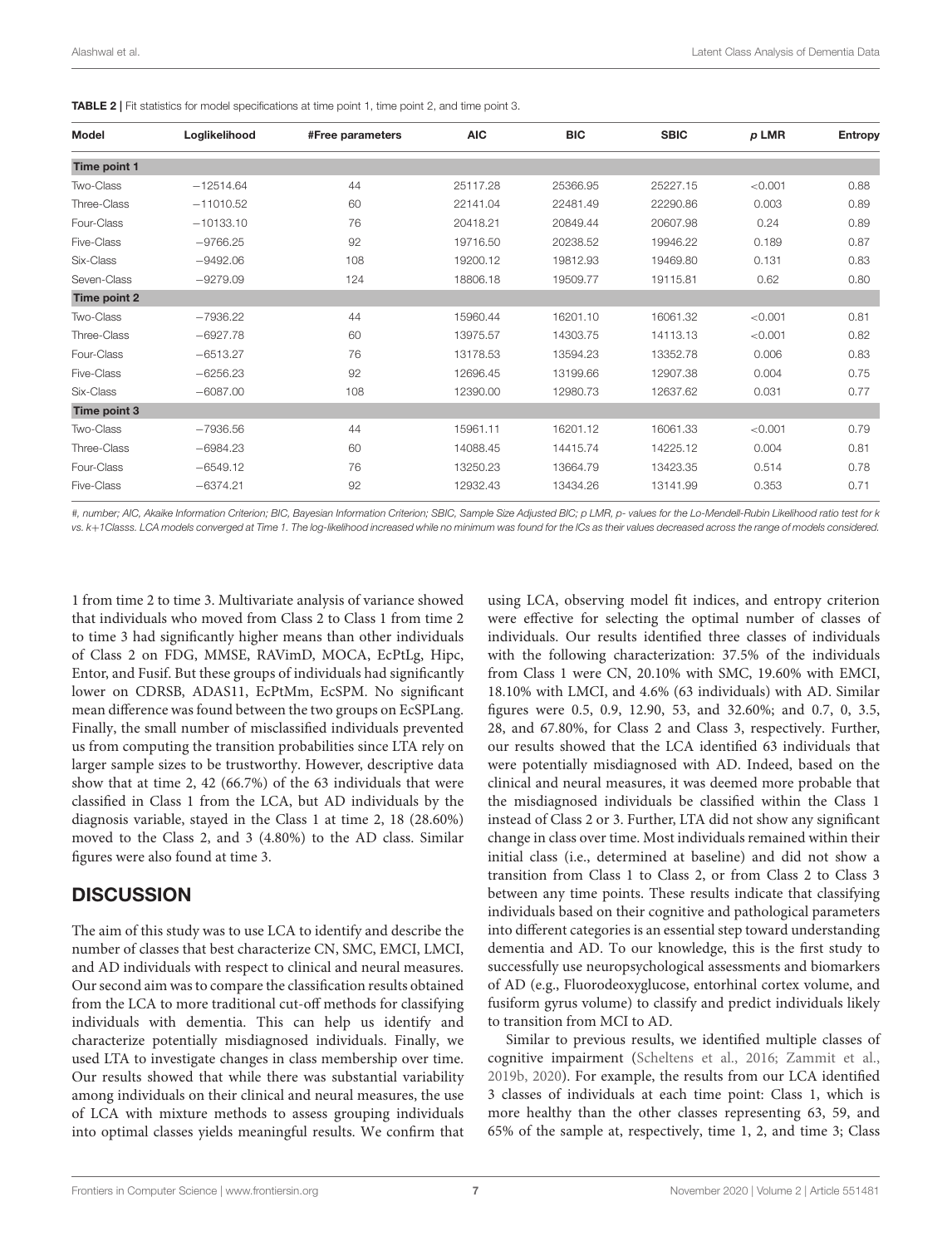**TABLE 2** | Fit statistics for model specifications at time point 1, time point 2, and time point 3.

| Model | Loglikelihood | #Free parameters | AIC | BIC | SBIC | p LMR | Entropy |
|---|---|---|---|---|---|---|---|
| **Time point 1** | | | | | | | |
| Two-Class | −12514.64 | 44 | 25117.28 | 25366.95 | 25227.15 | <0.001 | 0.88 |
| Three-Class | −11010.52 | 60 | 22141.04 | 22481.49 | 22290.86 | 0.003 | 0.89 |
| Four-Class | −10133.10 | 76 | 20418.21 | 20849.44 | 20607.98 | 0.24 | 0.89 |
| Five-Class | −9766.25 | 92 | 19716.50 | 20238.52 | 19946.22 | 0.189 | 0.87 |
| Six-Class | −9492.06 | 108 | 19200.12 | 19812.93 | 19469.80 | 0.131 | 0.83 |
| Seven-Class | −9279.09 | 124 | 18806.18 | 19509.77 | 19115.81 | 0.62 | 0.80 |
| **Time point 2** | | | | | | | |
| Two-Class | −7936.22 | 44 | 15960.44 | 16201.10 | 16061.32 | <0.001 | 0.81 |
| Three-Class | −6927.78 | 60 | 13975.57 | 14303.75 | 14113.13 | <0.001 | 0.82 |
| Four-Class | −6513.27 | 76 | 13178.53 | 13594.23 | 13352.78 | 0.006 | 0.83 |
| Five-Class | −6256.23 | 92 | 12696.45 | 13199.66 | 12907.38 | 0.004 | 0.75 |
| Six-Class | −6087.00 | 108 | 12390.00 | 12980.73 | 12637.62 | 0.031 | 0.77 |
| **Time point 3** | | | | | | | |
| Two-Class | −7936.56 | 44 | 15961.11 | 16201.12 | 16061.33 | <0.001 | 0.79 |
| Three-Class | −6984.23 | 60 | 14088.45 | 14415.74 | 14225.12 | 0.004 | 0.81 |
| Four-Class | −6549.12 | 76 | 13250.23 | 13664.79 | 13423.35 | 0.514 | 0.78 |
| Five-Class | −6374.21 | 92 | 12932.43 | 13434.26 | 13141.99 | 0.353 | 0.71 |

*#, number; AIC, Akaike Information Criterion; BIC, Bayesian Information Criterion; SBIC, Sample Size Adjusted BIC; p LMR, p- values for the Lo-Mendell-Rubin Likelihood ratio test for k vs. k+1Classs. LCA models converged at Time 1. The log-likelihood increased while no minimum was found for the ICs as their values decreased across the range of models considered.*

1 from time 2 to time 3. Multivariate analysis of variance showed that individuals who moved from Class 2 to Class 1 from time 2 to time 3 had significantly higher means than other individuals of Class 2 on FDG, MMSE, RAVimD, MOCA, EcPtLg, Hipc, Entor, and Fusif. But these groups of individuals had significantly lower on CDRSB, ADAS11, EcPtMm, EcSPM. No significant mean difference was found between the two groups on EcSPLang. Finally, the small number of misclassified individuals prevented us from computing the transition probabilities since LTA rely on larger sample sizes to be trustworthy. However, descriptive data show that at time 2, 42 (66.7%) of the 63 individuals that were classified in Class 1 from the LCA, but AD individuals by the diagnosis variable, stayed in the Class 1 at time 2, 18 (28.60%) moved to the Class 2, and 3 (4.80%) to the AD class. Similar figures were also found at time 3.

## DISCUSSION

The aim of this study was to use LCA to identify and describe the number of classes that best characterize CN, SMC, EMCI, LMCI, and AD individuals with respect to clinical and neural measures. Our second aim was to compare the classification results obtained from the LCA to more traditional cut-off methods for classifying individuals with dementia. This can help us identify and characterize potentially misdiagnosed individuals. Finally, we used LTA to investigate changes in class membership over time. Our results showed that while there was substantial variability among individuals on their clinical and neural measures, the use of LCA with mixture methods to assess grouping individuals into optimal classes yields meaningful results. We confirm that using LCA, observing model fit indices, and entropy criterion were effective for selecting the optimal number of classes of individuals. Our results identified three classes of individuals with the following characterization: 37.5% of the individuals from Class 1 were CN, 20.10% with SMC, 19.60% with EMCI, 18.10% with LMCI, and 4.6% (63 individuals) with AD. Similar figures were 0.5, 0.9, 12.90, 53, and 32.60%; and 0.7, 0, 3.5, 28, and 67.80%, for Class 2 and Class 3, respectively. Further, our results showed that the LCA identified 63 individuals that were potentially misdiagnosed with AD. Indeed, based on the clinical and neural measures, it was deemed more probable that the misdiagnosed individuals be classified within the Class 1 instead of Class 2 or 3. Further, LTA did not show any significant change in class over time. Most individuals remained within their initial class (i.e., determined at baseline) and did not show a transition from Class 1 to Class 2, or from Class 2 to Class 3 between any time points. These results indicate that classifying individuals based on their cognitive and pathological parameters into different categories is an essential step toward understanding dementia and AD. To our knowledge, this is the first study to successfully use neuropsychological assessments and biomarkers of AD (e.g., Fluorodeoxyglucose, entorhinal cortex volume, and fusiform gyrus volume) to classify and predict individuals likely to transition from MCI to AD.

Similar to previous results, we identified multiple classes of cognitive impairment (Scheltens et al., 2016; Zammit et al., 2019b, 2020). For example, the results from our LCA identified 3 classes of individuals at each time point: Class 1, which is more healthy than the other classes representing 63, 59, and 65% of the sample at, respectively, time 1, 2, and time 3; Class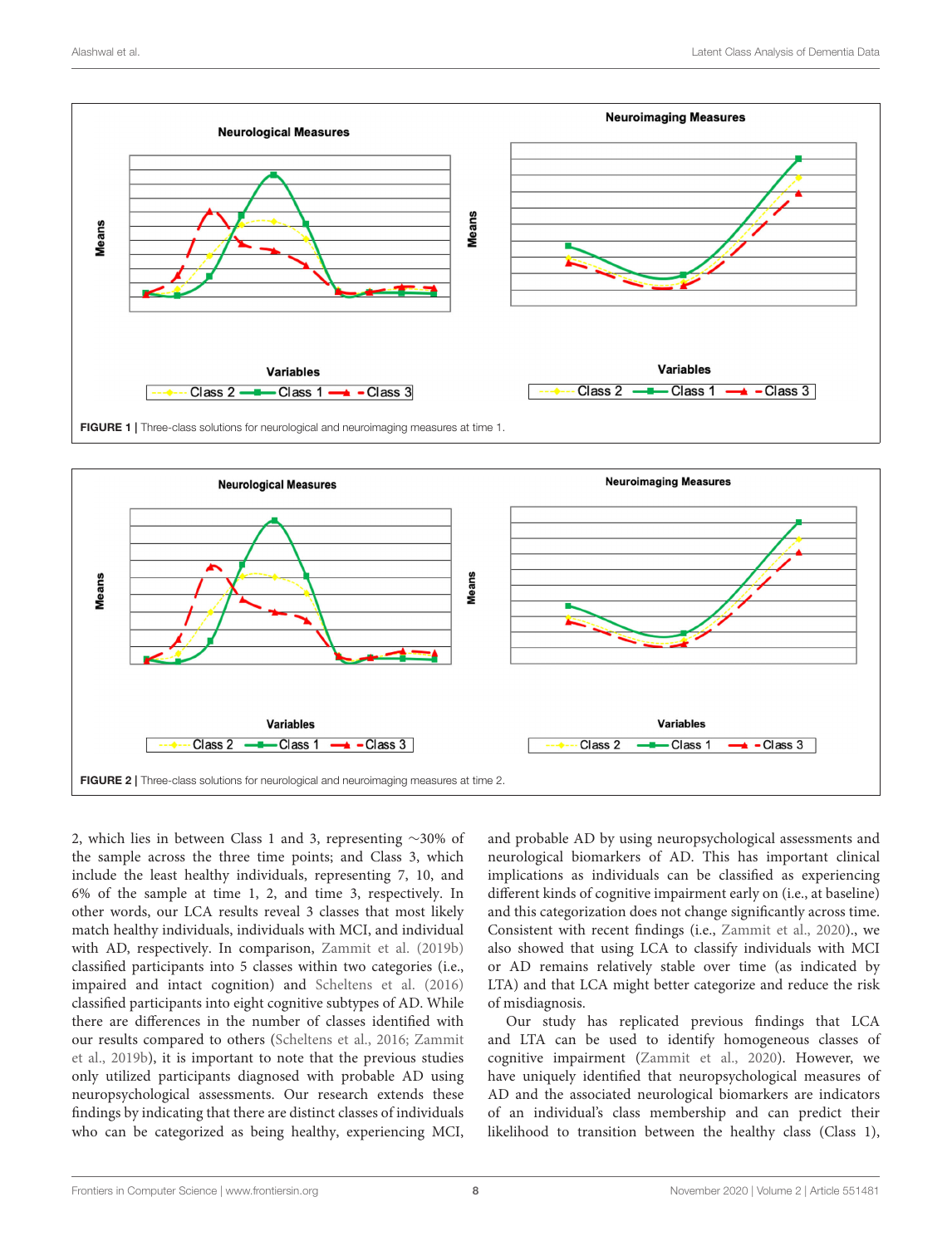FIGURE 1 | Three-class solutions for neurological and neuroimaging measures at time 1.

FIGURE 2 | Three-class solutions for neurological and neuroimaging measures at time 2.

2, which lies in between Class 1 and 3, representing ~30% of the sample across the three time points; and Class 3, which include the least healthy individuals, representing 7, 10, and 6% of the sample at time 1, 2, and time 3, respectively. In other words, our LCA results reveal 3 classes that most likely match healthy individuals, individuals with MCI, and individual with AD, respectively. In comparison, Zammit et al. (2019b) classified participants into 5 classes within two categories (i.e., impaired and intact cognition) and Scheltens et al. (2016) classified participants into eight cognitive subtypes of AD. While there are differences in the number of classes identified with our results compared to others (Scheltens et al., 2016; Zammit et al., 2019b), it is important to note that the previous studies only utilized participants diagnosed with probable AD using neuropsychological assessments. Our research extends these findings by indicating that there are distinct classes of individuals who can be categorized as being healthy, experiencing MCI, and probable AD by using neuropsychological assessments and neurological biomarkers of AD. This has important clinical implications as individuals can be classified as experiencing different kinds of cognitive impairment early on (i.e., at baseline) and this categorization does not change significantly across time. Consistent with recent findings (i.e., Zammit et al., 2020)., we also showed that using LCA to classify individuals with MCI or AD remains relatively stable over time (as indicated by LTA) and that LCA might better categorize and reduce the risk of misdiagnosis.

Our study has replicated previous findings that LCA and LTA can be used to identify homogeneous classes of cognitive impairment (Zammit et al., 2020). However, we have uniquely identified that neuropsychological measures of AD and the associated neurological biomarkers are indicators of an individual's class membership and can predict their likelihood to transition between the healthy class (Class 1),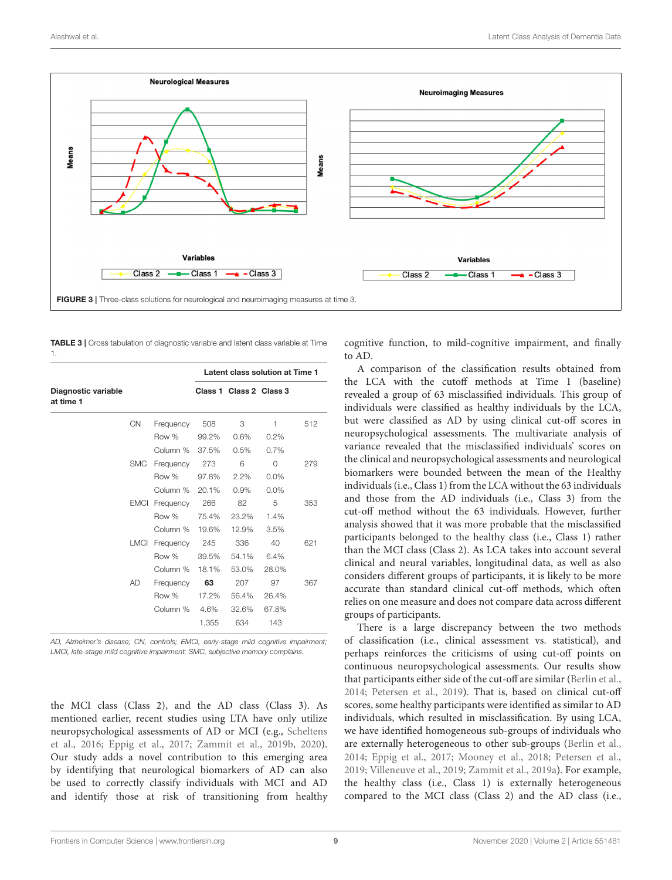FIGURE 3 | Three-class solutions for neurological and neuroimaging measures at time 3.

**TABLE 3 |** Cross tabulation of diagnostic variable and latent class variable at Time 1.

| Diagnostic variable at time 1 | | Latent class solution at Time 1 | | | |
|---|---|---|---|---|---|
| | | Class 1 | Class 2 | Class 3 | |
| CN | Frequency | 508 | 3 | 1 | 512 |
| | Row % | 99.2% | 0.6% | 0.2% | |
| | Column % | 37.5% | 0.5% | 0.7% | |
| SMC | Frequency | 273 | 6 | 0 | 279 |
| | Row % | 97.8% | 2.2% | 0.0% | |
| | Column % | 20.1% | 0.9% | 0.0% | |
| EMCI | Frequency | 266 | 82 | 5 | 353 |
| | Row % | 75.4% | 23.2% | 1.4% | |
| | Column % | 19.6% | 12.9% | 3.5% | |
| LMCI | Frequency | 245 | 336 | 40 | 621 |
| | Row % | 39.5% | 54.1% | 6.4% | |
| | Column % | 18.1% | 53.0% | 28.0% | |
| AD | Frequency | **63** | 207 | 97 | 367 |
| | Row % | 17.2% | 56.4% | 26.4% | |
| | Column % | 4.6% | 32.6% | 67.8% | |
| | | 1,355 | 634 | 143 | |

*AD, Alzheimer's disease; CN, controls; EMCI, early-stage mild cognitive impairment; LMCI, late-stage mild cognitive impairment; SMC, subjective memory complains.*

the MCI class (Class 2), and the AD class (Class 3). As mentioned earlier, recent studies using LTA have only utilize neuropsychological assessments of AD or MCI (e.g., Scheltens et al., 2016; Eppig et al., 2017; Zammit et al., 2019b, 2020). Our study adds a novel contribution to this emerging area by identifying that neurological biomarkers of AD can also be used to correctly classify individuals with MCI and AD and identify those at risk of transitioning from healthy cognitive function, to mild-cognitive impairment, and finally to AD.

A comparison of the classification results obtained from the LCA with the cutoff methods at Time 1 (baseline) revealed a group of 63 misclassified individuals. This group of individuals were classified as healthy individuals by the LCA, but were classified as AD by using clinical cut-off scores in neuropsychological assessments. The multivariate analysis of variance revealed that the misclassified individuals' scores on the clinical and neuropsychological assessments and neurological biomarkers were bounded between the mean of the Healthy individuals (i.e., Class 1) from the LCA without the 63 individuals and those from the AD individuals (i.e., Class 3) from the cut-off method without the 63 individuals. However, further analysis showed that it was more probable that the misclassified participants belonged to the healthy class (i.e., Class 1) rather than the MCI class (Class 2). As LCA takes into account several clinical and neural variables, longitudinal data, as well as also considers different groups of participants, it is likely to be more accurate than standard clinical cut-off methods, which often relies on one measure and does not compare data across different groups of participants.

There is a large discrepancy between the two methods of classification (i.e., clinical assessment vs. statistical), and perhaps reinforces the criticisms of using cut-off points on continuous neuropsychological assessments. Our results show that participants either side of the cut-off are similar (Berlin et al., 2014; Petersen et al., 2019). That is, based on clinical cut-off scores, some healthy participants were identified as similar to AD individuals, which resulted in misclassification. By using LCA, we have identified homogeneous sub-groups of individuals who are externally heterogeneous to other sub-groups (Berlin et al., 2014; Eppig et al., 2017; Mooney et al., 2018; Petersen et al., 2019; Villeneuve et al., 2019; Zammit et al., 2019a). For example, the healthy class (i.e., Class 1) is externally heterogeneous compared to the MCI class (Class 2) and the AD class (i.e.,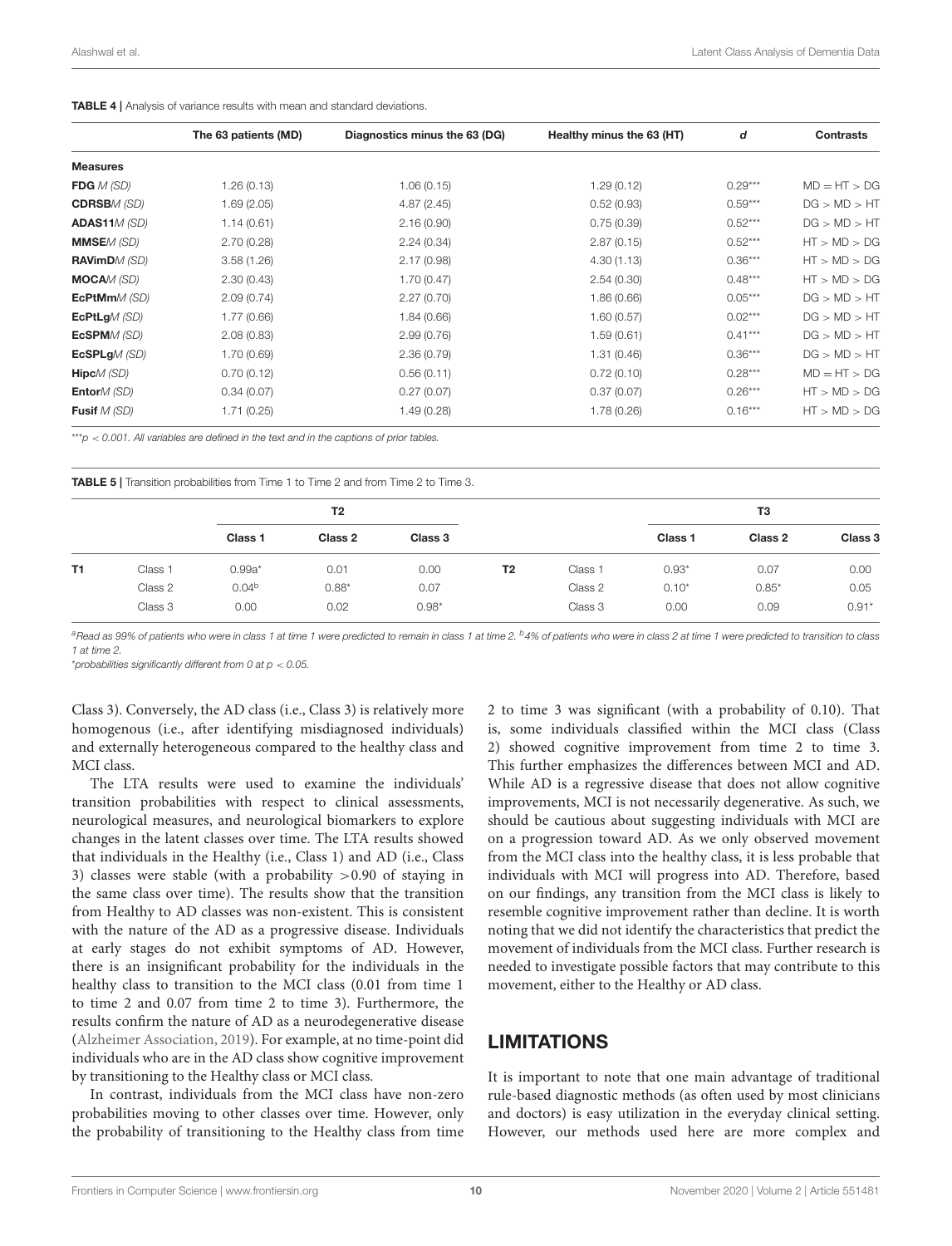**TABLE 4 |** Analysis of variance results with mean and standard deviations.

| | The 63 patients (MD) | Diagnostics minus the 63 (DG) | Healthy minus the 63 (HT) | *d* | Contrasts |
|---|---|---|---|---|---|
| **Measures** | | | | | |
| **FDG** *M (SD)* | 1.26 (0.13) | 1.06 (0.15) | 1.29 (0.12) | 0.29*** | MD = HT > DG |
| **CDRSB** *M (SD)* | 1.69 (2.05) | 4.87 (2.45) | 0.52 (0.93) | 0.59*** | DG > MD > HT |
| **ADAS11** *M (SD)* | 1.14 (0.61) | 2.16 (0.90) | 0.75 (0.39) | 0.52*** | DG > MD > HT |
| **MMSE** *M (SD)* | 2.70 (0.28) | 2.24 (0.34) | 2.87 (0.15) | 0.52*** | HT > MD > DG |
| **RAVimD** *M (SD)* | 3.58 (1.26) | 2.17 (0.98) | 4.30 (1.13) | 0.36*** | HT > MD > DG |
| **MOCA** *M (SD)* | 2.30 (0.43) | 1.70 (0.47) | 2.54 (0.30) | 0.48*** | HT > MD > DG |
| **EcPtMm** *M (SD)* | 2.09 (0.74) | 2.27 (0.70) | 1.86 (0.66) | 0.05*** | DG > MD > HT |
| **EcPtLg** *M (SD)* | 1.77 (0.66) | 1.84 (0.66) | 1.60 (0.57) | 0.02*** | DG > MD > HT |
| **EcSPM** *M (SD)* | 2.08 (0.83) | 2.99 (0.76) | 1.59 (0.61) | 0.41*** | DG > MD > HT |
| **EcSPLg** *M (SD)* | 1.70 (0.69) | 2.36 (0.79) | 1.31 (0.46) | 0.36*** | DG > MD > HT |
| **Hipc** *M (SD)* | 0.70 (0.12) | 0.56 (0.11) | 0.72 (0.10) | 0.28*** | MD = HT > DG |
| **Entor** *M (SD)* | 0.34 (0.07) | 0.27 (0.07) | 0.37 (0.07) | 0.26*** | HT > MD > DG |
| **Fusif** *M (SD)* | 1.71 (0.25) | 1.49 (0.28) | 1.78 (0.26) | 0.16*** | HT > MD > DG |

****p* < 0.001. All variables are defined in the text and in the captions of prior tables.*

**TABLE 5 |** Transition probabilities from Time 1 to Time 2 and from Time 2 to Time 3.

| | | T2 | | | | | T3 | | |
|---|---|---|---|---|---|---|---|---|---|
| | | Class 1 | Class 2 | Class 3 | | | Class 1 | Class 2 | Class 3 |
| **T1** | Class 1 | 0.99a* | 0.01 | 0.00 | **T2** | Class 1 | 0.93* | 0.07 | 0.00 |
| | Class 2 | 0.04[b] | 0.88* | 0.07 | | Class 2 | 0.10* | 0.85* | 0.05 |
| | Class 3 | 0.00 | 0.02 | 0.98* | | Class 3 | 0.00 | 0.09 | 0.91* |

*[a]Read as 99% of patients who were in class 1 at time 1 were predicted to remain in class 1 at time 2. [b]4% of patients who were in class 2 at time 1 were predicted to transition to class 1 at time 2.*
*\*probabilities significantly different from 0 at p < 0.05.*

Class 3). Conversely, the AD class (i.e., Class 3) is relatively more homogenous (i.e., after identifying misdiagnosed individuals) and externally heterogeneous compared to the healthy class and MCI class.

The LTA results were used to examine the individuals' transition probabilities with respect to clinical assessments, neurological measures, and neurological biomarkers to explore changes in the latent classes over time. The LTA results showed that individuals in the Healthy (i.e., Class 1) and AD (i.e., Class 3) classes were stable (with a probability >0.90 of staying in the same class over time). The results show that the transition from Healthy to AD classes was non-existent. This is consistent with the nature of the AD as a progressive disease. Individuals at early stages do not exhibit symptoms of AD. However, there is an insignificant probability for the individuals in the healthy class to transition to the MCI class (0.01 from time 1 to time 2 and 0.07 from time 2 to time 3). Furthermore, the results confirm the nature of AD as a neurodegenerative disease (Alzheimer Association, 2019). For example, at no time-point did individuals who are in the AD class show cognitive improvement by transitioning to the Healthy class or MCI class.

In contrast, individuals from the MCI class have non-zero probabilities moving to other classes over time. However, only the probability of transitioning to the Healthy class from time 2 to time 3 was significant (with a probability of 0.10). That is, some individuals classified within the MCI class (Class 2) showed cognitive improvement from time 2 to time 3. This further emphasizes the differences between MCI and AD. While AD is a regressive disease that does not allow cognitive improvements, MCI is not necessarily degenerative. As such, we should be cautious about suggesting individuals with MCI are on a progression toward AD. As we only observed movement from the MCI class into the healthy class, it is less probable that individuals with MCI will progress into AD. Therefore, based on our findings, any transition from the MCI class is likely to resemble cognitive improvement rather than decline. It is worth noting that we did not identify the characteristics that predict the movement of individuals from the MCI class. Further research is needed to investigate possible factors that may contribute to this movement, either to the Healthy or AD class.

## LIMITATIONS

It is important to note that one main advantage of traditional rule-based diagnostic methods (as often used by most clinicians and doctors) is easy utilization in the everyday clinical setting. However, our methods used here are more complex and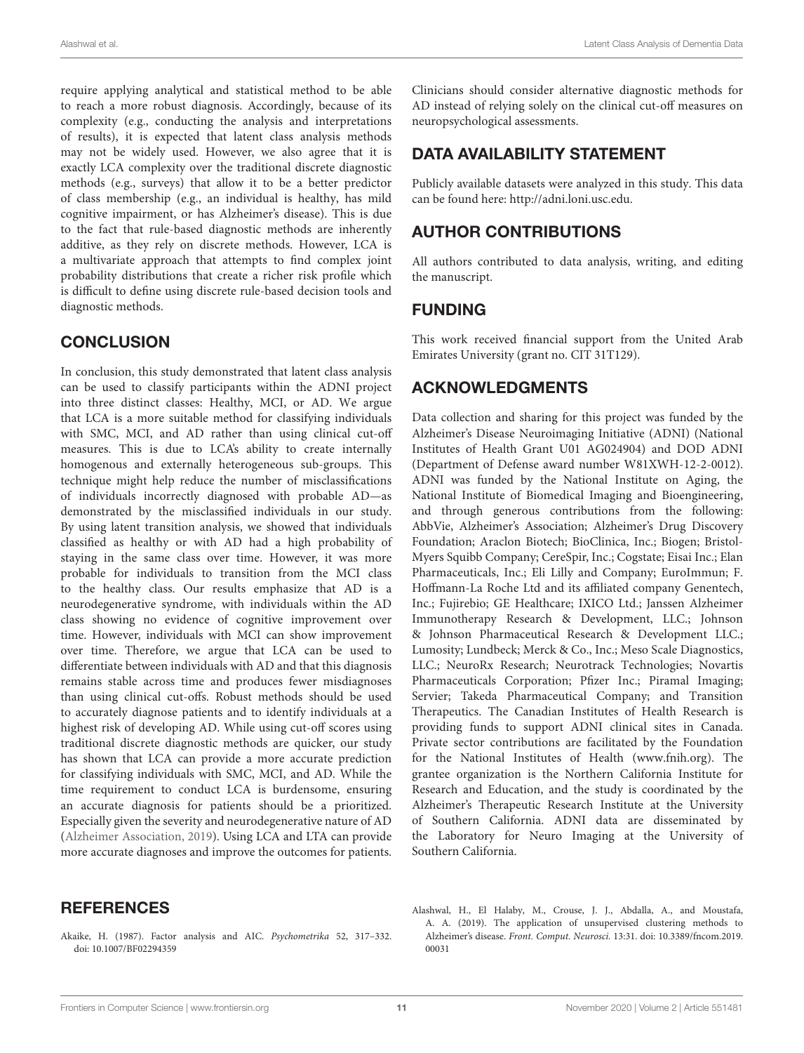require applying analytical and statistical method to be able to reach a more robust diagnosis. Accordingly, because of its complexity (e.g., conducting the analysis and interpretations of results), it is expected that latent class analysis methods may not be widely used. However, we also agree that it is exactly LCA complexity over the traditional discrete diagnostic methods (e.g., surveys) that allow it to be a better predictor of class membership (e.g., an individual is healthy, has mild cognitive impairment, or has Alzheimer's disease). This is due to the fact that rule-based diagnostic methods are inherently additive, as they rely on discrete methods. However, LCA is a multivariate approach that attempts to find complex joint probability distributions that create a richer risk profile which is difficult to define using discrete rule-based decision tools and diagnostic methods.

## CONCLUSION

In conclusion, this study demonstrated that latent class analysis can be used to classify participants within the ADNI project into three distinct classes: Healthy, MCI, or AD. We argue that LCA is a more suitable method for classifying individuals with SMC, MCI, and AD rather than using clinical cut-off measures. This is due to LCA's ability to create internally homogenous and externally heterogeneous sub-groups. This technique might help reduce the number of misclassifications of individuals incorrectly diagnosed with probable AD—as demonstrated by the misclassified individuals in our study. By using latent transition analysis, we showed that individuals classified as healthy or with AD had a high probability of staying in the same class over time. However, it was more probable for individuals to transition from the MCI class to the healthy class. Our results emphasize that AD is a neurodegenerative syndrome, with individuals within the AD class showing no evidence of cognitive improvement over time. However, individuals with MCI can show improvement over time. Therefore, we argue that LCA can be used to differentiate between individuals with AD and that this diagnosis remains stable across time and produces fewer misdiagnoses than using clinical cut-offs. Robust methods should be used to accurately diagnose patients and to identify individuals at a highest risk of developing AD. While using cut-off scores using traditional discrete diagnostic methods are quicker, our study has shown that LCA can provide a more accurate prediction for classifying individuals with SMC, MCI, and AD. While the time requirement to conduct LCA is burdensome, ensuring an accurate diagnosis for patients should be a prioritized. Especially given the severity and neurodegenerative nature of AD (Alzheimer Association, 2019). Using LCA and LTA can provide more accurate diagnoses and improve the outcomes for patients. Clinicians should consider alternative diagnostic methods for AD instead of relying solely on the clinical cut-off measures on neuropsychological assessments.

## DATA AVAILABILITY STATEMENT

Publicly available datasets were analyzed in this study. This data can be found here: http://adni.loni.usc.edu.

## AUTHOR CONTRIBUTIONS

All authors contributed to data analysis, writing, and editing the manuscript.

## FUNDING

This work received financial support from the United Arab Emirates University (grant no. CIT 31T129).

## ACKNOWLEDGMENTS

Data collection and sharing for this project was funded by the Alzheimer's Disease Neuroimaging Initiative (ADNI) (National Institutes of Health Grant U01 AG024904) and DOD ADNI (Department of Defense award number W81XWH-12-2-0012). ADNI was funded by the National Institute on Aging, the National Institute of Biomedical Imaging and Bioengineering, and through generous contributions from the following: AbbVie, Alzheimer's Association; Alzheimer's Drug Discovery Foundation; Araclon Biotech; BioClinica, Inc.; Biogen; Bristol-Myers Squibb Company; CereSpir, Inc.; Cogstate; Eisai Inc.; Elan Pharmaceuticals, Inc.; Eli Lilly and Company; EuroImmun; F. Hoffmann-La Roche Ltd and its affiliated company Genentech, Inc.; Fujirebio; GE Healthcare; IXICO Ltd.; Janssen Alzheimer Immunotherapy Research & Development, LLC.; Johnson & Johnson Pharmaceutical Research & Development LLC.; Lumosity; Lundbeck; Merck & Co., Inc.; Meso Scale Diagnostics, LLC.; NeuroRx Research; Neurotrack Technologies; Novartis Pharmaceuticals Corporation; Pfizer Inc.; Piramal Imaging; Servier; Takeda Pharmaceutical Company; and Transition Therapeutics. The Canadian Institutes of Health Research is providing funds to support ADNI clinical sites in Canada. Private sector contributions are facilitated by the Foundation for the National Institutes of Health (www.fnih.org). The grantee organization is the Northern California Institute for Research and Education, and the study is coordinated by the Alzheimer's Therapeutic Research Institute at the University of Southern California. ADNI data are disseminated by the Laboratory for Neuro Imaging at the University of Southern California.

## REFERENCES

Akaike, H. (1987). Factor analysis and AIC. *Psychometrika* 52, 317–332. doi: 10.1007/BF02294359

Alashwal, H., El Halaby, M., Crouse, J. J., Abdalla, A., and Moustafa, A. A. (2019). The application of unsupervised clustering methods to Alzheimer's disease. *Front. Comput. Neurosci.* 13:31. doi: 10.3389/fncom.2019.00031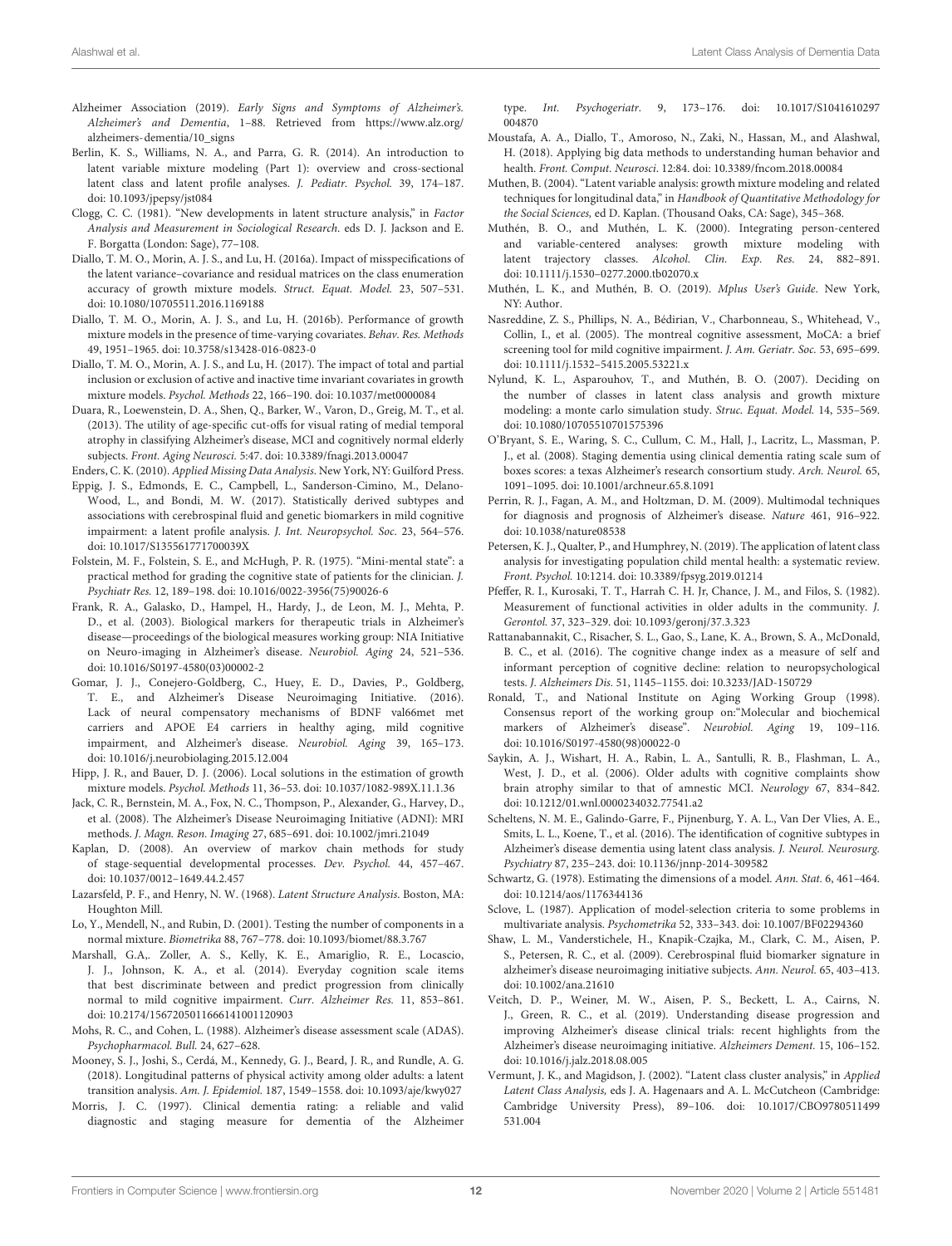Alzheimer Association (2019). *Early Signs and Symptoms of Alzheimer's. Alzheimer's and Dementia*, 1–88. Retrieved from https://www.alz.org/alzheimers-dementia/10_signs

Berlin, K. S., Williams, N. A., and Parra, G. R. (2014). An introduction to latent variable mixture modeling (Part 1): overview and cross-sectional latent class and latent profile analyses. *J. Pediatr. Psychol.* 39, 174–187. doi: 10.1093/jpepsy/jst084

Clogg, C. C. (1981). "New developments in latent structure analysis," in *Factor Analysis and Measurement in Sociological Research*. eds D. J. Jackson and E. F. Borgatta (London: Sage), 77–108.

Diallo, T. M. O., Morin, A. J. S., and Lu, H. (2016a). Impact of misspecifications of the latent variance–covariance and residual matrices on the class enumeration accuracy of growth mixture models. *Struct. Equat. Model.* 23, 507–531. doi: 10.1080/10705511.2016.1169188

Diallo, T. M. O., Morin, A. J. S., and Lu, H. (2016b). Performance of growth mixture models in the presence of time-varying covariates. *Behav. Res. Methods* 49, 1951–1965. doi: 10.3758/s13428-016-0823-0

Diallo, T. M. O., Morin, A. J. S., and Lu, H. (2017). The impact of total and partial inclusion or exclusion of active and inactive time invariant covariates in growth mixture models. *Psychol. Methods* 22, 166–190. doi: 10.1037/met0000084

Duara, R., Loewenstein, D. A., Shen, Q., Barker, W., Varon, D., Greig, M. T., et al. (2013). The utility of age-specific cut-offs for visual rating of medial temporal atrophy in classifying Alzheimer's disease, MCI and cognitively normal elderly subjects. *Front. Aging Neurosci.* 5:47. doi: 10.3389/fnagi.2013.00047

Enders, C. K. (2010). *Applied Missing Data Analysis*. New York, NY: Guilford Press.

Eppig, J. S., Edmonds, E. C., Campbell, L., Sanderson-Cimino, M., Delano-Wood, L., and Bondi, M. W. (2017). Statistically derived subtypes and associations with cerebrospinal fluid and genetic biomarkers in mild cognitive impairment: a latent profile analysis. *J. Int. Neuropsychol. Soc.* 23, 564–576. doi: 10.1017/S135561771700039X

Folstein, M. F., Folstein, S. E., and McHugh, P. R. (1975). "Mini-mental state": a practical method for grading the cognitive state of patients for the clinician. *J. Psychiatr Res.* 12, 189–198. doi: 10.1016/0022-3956(75)90026-6

Frank, R. A., Galasko, D., Hampel, H., Hardy, J., de Leon, M. J., Mehta, P. D., et al. (2003). Biological markers for therapeutic trials in Alzheimer's disease—proceedings of the biological measures working group: NIA Initiative on Neuro-imaging in Alzheimer's disease. *Neurobiol. Aging* 24, 521–536. doi: 10.1016/S0197-4580(03)00002-2

Gomar, J. J., Conejero-Goldberg, C., Huey, E. D., Davies, P., Goldberg, T. E., and Alzheimer's Disease Neuroimaging Initiative. (2016). Lack of neural compensatory mechanisms of BDNF val66met met carriers and APOE E4 carriers in healthy aging, mild cognitive impairment, and Alzheimer's disease. *Neurobiol. Aging* 39, 165–173. doi: 10.1016/j.neurobiolaging.2015.12.004

Hipp, J. R., and Bauer, D. J. (2006). Local solutions in the estimation of growth mixture models. *Psychol. Methods* 11, 36–53. doi: 10.1037/1082-989X.11.1.36

Jack, C. R., Bernstein, M. A., Fox, N. C., Thompson, P., Alexander, G., Harvey, D., et al. (2008). The Alzheimer's Disease Neuroimaging Initiative (ADNI): MRI methods. *J. Magn. Reson. Imaging* 27, 685–691. doi: 10.1002/jmri.21049

Kaplan, D. (2008). An overview of markov chain methods for study of stage-sequential developmental processes. *Dev. Psychol.* 44, 457–467. doi: 10.1037/0012–1649.44.2.457

Lazarsfeld, P. F., and Henry, N. W. (1968). *Latent Structure Analysis*. Boston, MA: Houghton Mill.

Lo, Y., Mendell, N., and Rubin, D. (2001). Testing the number of components in a normal mixture. *Biometrika* 88, 767–778. doi: 10.1093/biomet/88.3.767

Marshall, G.A,. Zoller, A. S., Kelly, K. E., Amariglio, R. E., Locascio, J. J., Johnson, K. A., et al. (2014). Everyday cognition scale items that best discriminate between and predict progression from clinically normal to mild cognitive impairment. *Curr. Alzheimer Res.* 11, 853–861. doi: 10.2174/1567205011666141001120903

Mohs, R. C., and Cohen, L. (1988). Alzheimer's disease assessment scale (ADAS). *Psychopharmacol. Bull.* 24, 627–628.

Mooney, S. J., Joshi, S., Cerdá, M., Kennedy, G. J., Beard, J. R., and Rundle, A. G. (2018). Longitudinal patterns of physical activity among older adults: a latent transition analysis. *Am. J. Epidemiol.* 187, 1549–1558. doi: 10.1093/aje/kwy027

Morris, J. C. (1997). Clinical dementia rating: a reliable and valid diagnostic and staging measure for dementia of the Alzheimer type. *Int. Psychogeriatr.* 9, 173–176. doi: 10.1017/S1041610297004870

Moustafa, A. A., Diallo, T., Amoroso, N., Zaki, N., Hassan, M., and Alashwal, H. (2018). Applying big data methods to understanding human behavior and health. *Front. Comput. Neurosci.* 12:84. doi: 10.3389/fncom.2018.00084

Muthen, B. (2004). "Latent variable analysis: growth mixture modeling and related techniques for longitudinal data," in *Handbook of Quantitative Methodology for the Social Sciences*, ed D. Kaplan. (Thousand Oaks, CA: Sage), 345–368.

Muthén, B. O., and Muthén, L. K. (2000). Integrating person-centered and variable-centered analyses: growth mixture modeling with latent trajectory classes. *Alcohol. Clin. Exp. Res.* 24, 882–891. doi: 10.1111/j.1530–0277.2000.tb02070.x

Muthén, L. K., and Muthén, B. O. (2019). *Mplus User's Guide*. New York, NY: Author.

Nasreddine, Z. S., Phillips, N. A., Bédirian, V., Charbonneau, S., Whitehead, V., Collin, I., et al. (2005). The montreal cognitive assessment, MoCA: a brief screening tool for mild cognitive impairment. *J. Am. Geriatr. Soc.* 53, 695–699. doi: 10.1111/j.1532–5415.2005.53221.x

Nylund, K. L., Asparouhov, T., and Muthén, B. O. (2007). Deciding on the number of classes in latent class analysis and growth mixture modeling: a monte carlo simulation study. *Struc. Equat. Model.* 14, 535–569. doi: 10.1080/10705510701575396

O'Bryant, S. E., Waring, S. C., Cullum, C. M., Hall, J., Lacritz, L., Massman, P. J., et al. (2008). Staging dementia using clinical dementia rating scale sum of boxes scores: a texas Alzheimer's research consortium study. *Arch. Neurol.* 65, 1091–1095. doi: 10.1001/archneur.65.8.1091

Perrin, R. J., Fagan, A. M., and Holtzman, D. M. (2009). Multimodal techniques for diagnosis and prognosis of Alzheimer's disease. *Nature* 461, 916–922. doi: 10.1038/nature08538

Petersen, K. J., Qualter, P., and Humphrey, N. (2019). The application of latent class analysis for investigating population child mental health: a systematic review. *Front. Psychol.* 10:1214. doi: 10.3389/fpsyg.2019.01214

Pfeffer, R. I., Kurosaki, T. T., Harrah C. H. Jr, Chance, J. M., and Filos, S. (1982). Measurement of functional activities in older adults in the community. *J. Gerontol.* 37, 323–329. doi: 10.1093/geronj/37.3.323

Rattanabannakit, C., Risacher, S. L., Gao, S., Lane, K. A., Brown, S. A., McDonald, B. C., et al. (2016). The cognitive change index as a measure of self and informant perception of cognitive decline: relation to neuropsychological tests. *J. Alzheimers Dis.* 51, 1145–1155. doi: 10.3233/JAD-150729

Ronald, T., and National Institute on Aging Working Group (1998). Consensus report of the working group on:"Molecular and biochemical markers of Alzheimer's disease". *Neurobiol. Aging* 19, 109–116. doi: 10.1016/S0197-4580(98)00022-0

Saykin, A. J., Wishart, H. A., Rabin, L. A., Santulli, R. B., Flashman, L. A., West, J. D., et al. (2006). Older adults with cognitive complaints show brain atrophy similar to that of amnestic MCI. *Neurology* 67, 834–842. doi: 10.1212/01.wnl.0000234032.77541.a2

Scheltens, N. M. E., Galindo-Garre, F., Pijnenburg, Y. A. L., Van Der Vlies, A. E., Smits, L. L., Koene, T., et al. (2016). The identification of cognitive subtypes in Alzheimer's disease dementia using latent class analysis. *J. Neurol. Neurosurg. Psychiatry* 87, 235–243. doi: 10.1136/jnnp-2014-309582

Schwartz, G. (1978). Estimating the dimensions of a model. *Ann. Stat.* 6, 461–464. doi: 10.1214/aos/1176344136

Sclove, L. (1987). Application of model-selection criteria to some problems in multivariate analysis. *Psychometrika* 52, 333–343. doi: 10.1007/BF02294360

Shaw, L. M., Vanderstichele, H., Knapik-Czajka, M., Clark, C. M., Aisen, P. S., Petersen, R. C., et al. (2009). Cerebrospinal fluid biomarker signature in alzheimer's disease neuroimaging initiative subjects. *Ann. Neurol.* 65, 403–413. doi: 10.1002/ana.21610

Veitch, D. P., Weiner, M. W., Aisen, P. S., Beckett, L. A., Cairns, N. J., Green, R. C., et al. (2019). Understanding disease progression and improving Alzheimer's disease clinical trials: recent highlights from the Alzheimer's disease neuroimaging initiative. *Alzheimers Dement.* 15, 106–152. doi: 10.1016/j.jalz.2018.08.005

Vermunt, J. K., and Magidson, J. (2002). "Latent class cluster analysis," in *Applied Latent Class Analysis*, eds J. A. Hagenaars and A. L. McCutcheon (Cambridge: Cambridge University Press), 89–106. doi: 10.1017/CBO9780511499531.004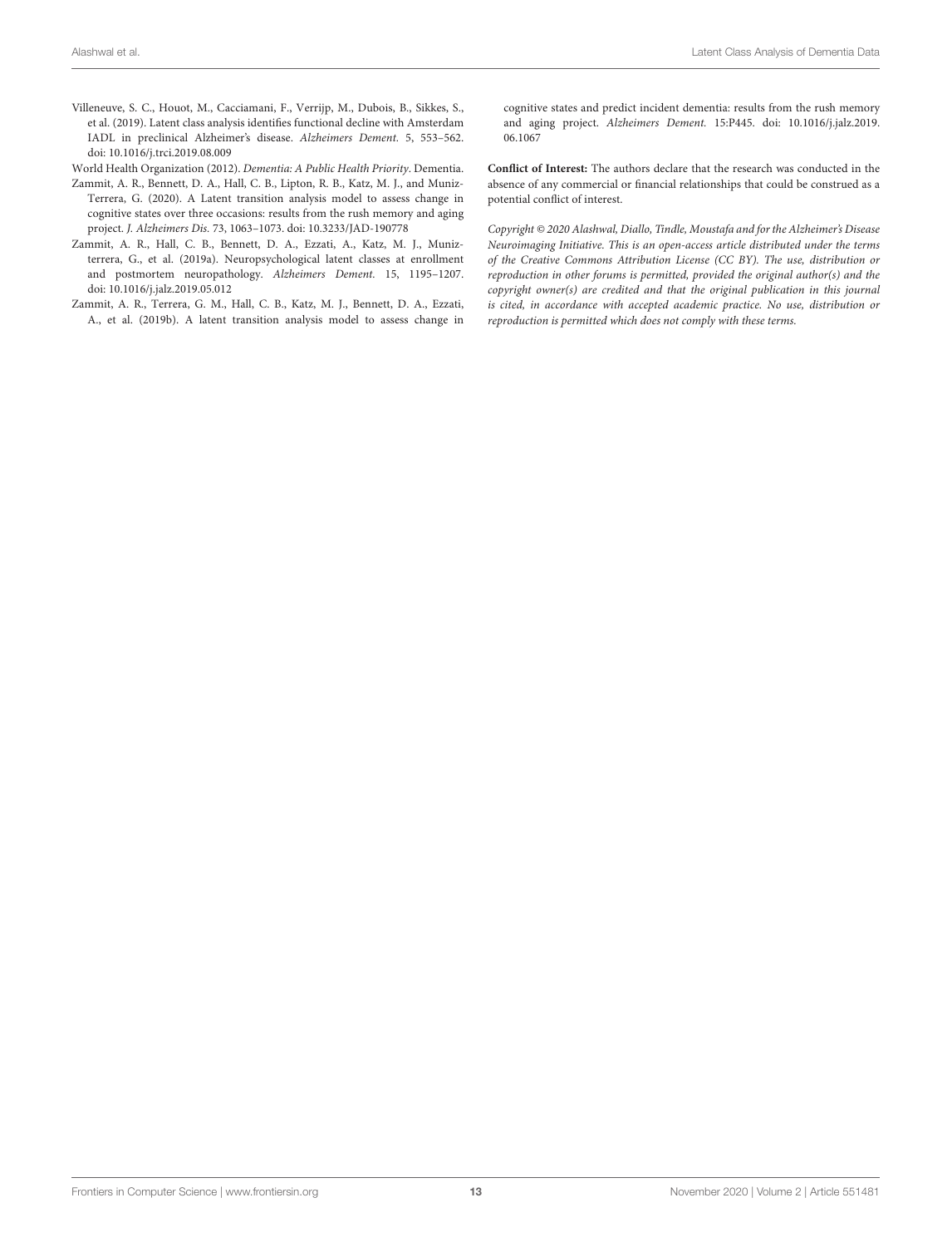Villeneuve, S. C., Houot, M., Cacciamani, F., Verrijp, M., Dubois, B., Sikkes, S., et al. (2019). Latent class analysis identifies functional decline with Amsterdam IADL in preclinical Alzheimer's disease. *Alzheimers Dement.* 5, 553–562. doi: 10.1016/j.trci.2019.08.009

World Health Organization (2012). *Dementia: A Public Health Priority*. Dementia.

Zammit, A. R., Bennett, D. A., Hall, C. B., Lipton, R. B., Katz, M. J., and Muniz-Terrera, G. (2020). A Latent transition analysis model to assess change in cognitive states over three occasions: results from the rush memory and aging project. *J. Alzheimers Dis.* 73, 1063–1073. doi: 10.3233/JAD-190778

Zammit, A. R., Hall, C. B., Bennett, D. A., Ezzati, A., Katz, M. J., Muniz-terrera, G., et al. (2019a). Neuropsychological latent classes at enrollment and postmortem neuropathology. *Alzheimers Dement.* 15, 1195–1207. doi: 10.1016/j.jalz.2019.05.012

Zammit, A. R., Terrera, G. M., Hall, C. B., Katz, M. J., Bennett, D. A., Ezzati, A., et al. (2019b). A latent transition analysis model to assess change in cognitive states and predict incident dementia: results from the rush memory and aging project. *Alzheimers Dement.* 15:P445. doi: 10.1016/j.jalz.2019.06.1067

**Conflict of Interest:** The authors declare that the research was conducted in the absence of any commercial or financial relationships that could be construed as a potential conflict of interest.

*Copyright © 2020 Alashwal, Diallo, Tindle, Moustafa and for the Alzheimer's Disease Neuroimaging Initiative. This is an open-access article distributed under the terms of the Creative Commons Attribution License (CC BY). The use, distribution or reproduction in other forums is permitted, provided the original author(s) and the copyright owner(s) are credited and that the original publication in this journal is cited, in accordance with accepted academic practice. No use, distribution or reproduction is permitted which does not comply with these terms.*